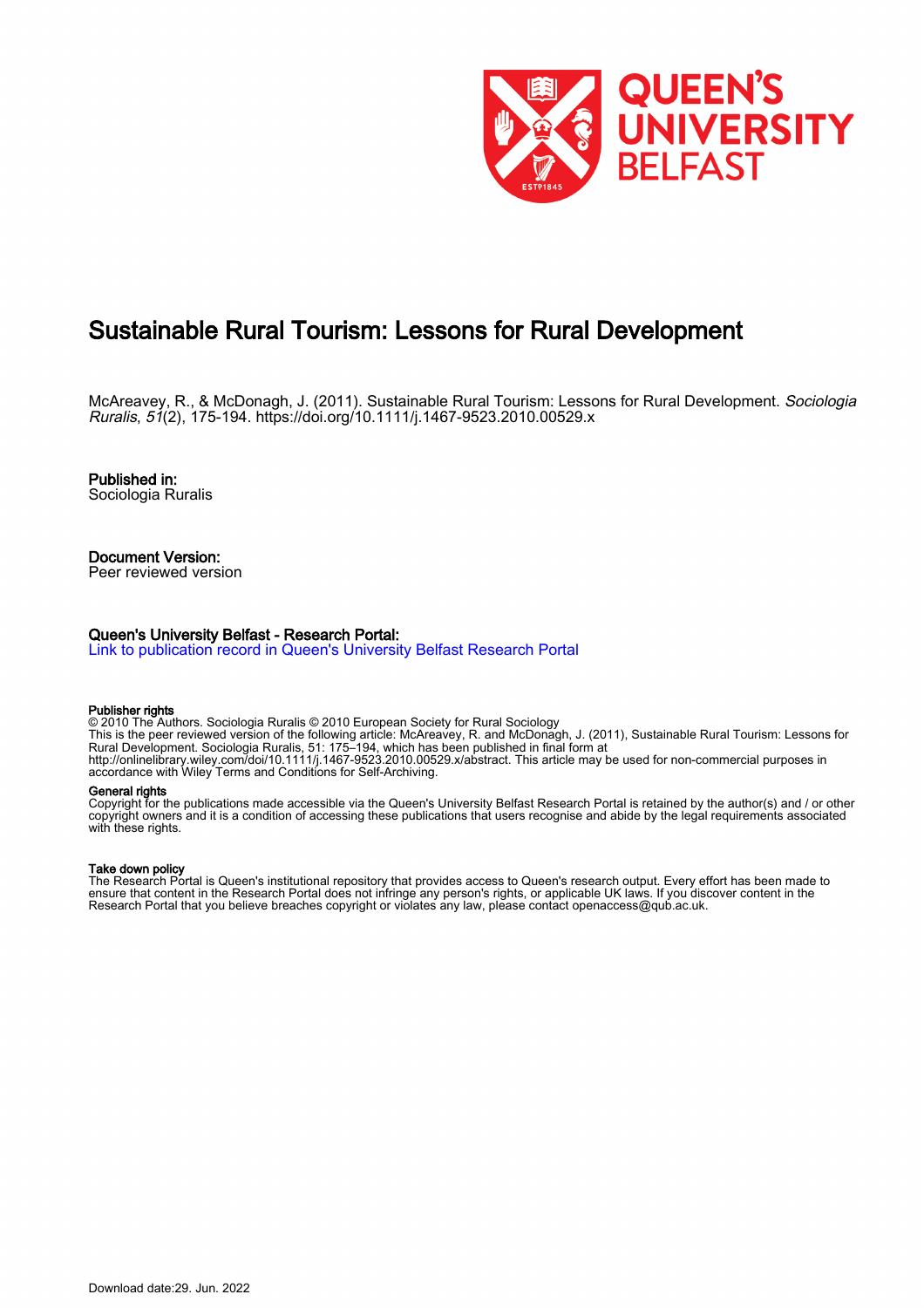# Sustainable Rural Tourism: Lessons for Rural Development

McAreavey, R., & McDonagh, J. (2011). Sustainable Rural Tourism: Lessons for Rural Development. *Sociologia Ruralis*, *51*(2), 175-194. https://doi.org/10.1111/j.1467-9523.2010.00529.x

**Published in:**
Sociologia Ruralis

**Document Version:**
Peer reviewed version

**Queen's University Belfast - Research Portal:**
Link to publication record in Queen's University Belfast Research Portal

**Publisher rights**
© 2010 The Authors. Sociologia Ruralis © 2010 European Society for Rural Sociology
This is the peer reviewed version of the following article: McAreavey, R. and McDonagh, J. (2011), Sustainable Rural Tourism: Lessons for Rural Development. Sociologia Ruralis, 51: 175–194, which has been published in final form at http://onlinelibrary.wiley.com/doi/10.1111/j.1467-9523.2010.00529.x/abstract. This article may be used for non-commercial purposes in accordance with Wiley Terms and Conditions for Self-Archiving.

**General rights**
Copyright for the publications made accessible via the Queen's University Belfast Research Portal is retained by the author(s) and / or other copyright owners and it is a condition of accessing these publications that users recognise and abide by the legal requirements associated with these rights.

**Take down policy**
The Research Portal is Queen's institutional repository that provides access to Queen's research output. Every effort has been made to ensure that content in the Research Portal does not infringe any person's rights, or applicable UK laws. If you discover content in the Research Portal that you believe breaches copyright or violates any law, please contact openaccess@qub.ac.uk.

Download date:29. Jun. 2022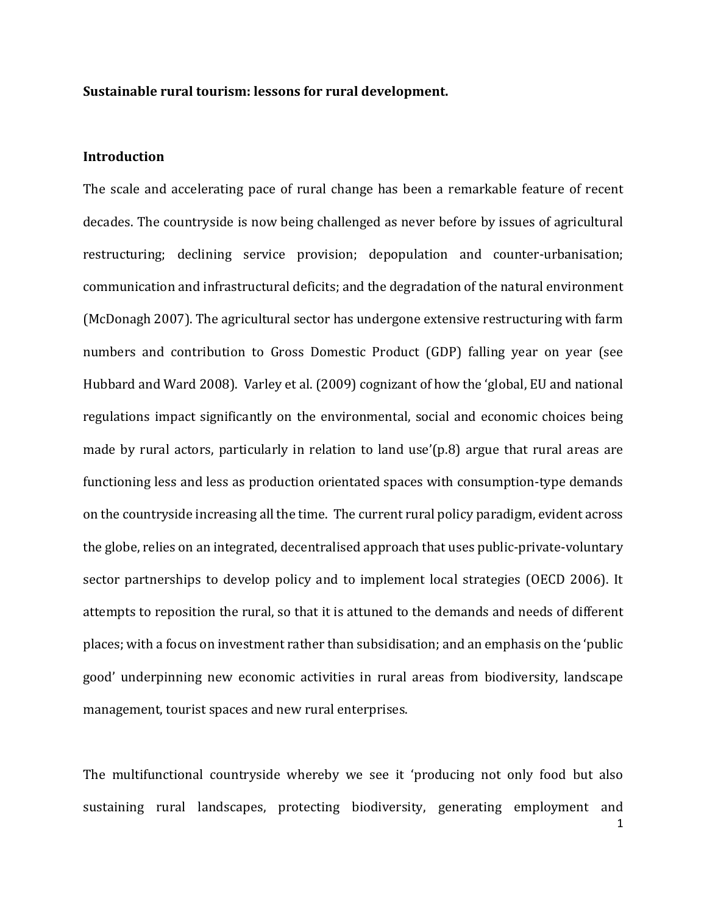**Sustainable rural tourism: lessons for rural development.**

## Introduction

The scale and accelerating pace of rural change has been a remarkable feature of recent decades. The countryside is now being challenged as never before by issues of agricultural restructuring; declining service provision; depopulation and counter-urbanisation; communication and infrastructural deficits; and the degradation of the natural environment (McDonagh 2007). The agricultural sector has undergone extensive restructuring with farm numbers and contribution to Gross Domestic Product (GDP) falling year on year (see Hubbard and Ward 2008). Varley et al. (2009) cognizant of how the 'global, EU and national regulations impact significantly on the environmental, social and economic choices being made by rural actors, particularly in relation to land use'(p.8) argue that rural areas are functioning less and less as production orientated spaces with consumption-type demands on the countryside increasing all the time. The current rural policy paradigm, evident across the globe, relies on an integrated, decentralised approach that uses public-private-voluntary sector partnerships to develop policy and to implement local strategies (OECD 2006). It attempts to reposition the rural, so that it is attuned to the demands and needs of different places; with a focus on investment rather than subsidisation; and an emphasis on the 'public good' underpinning new economic activities in rural areas from biodiversity, landscape management, tourist spaces and new rural enterprises.

The multifunctional countryside whereby we see it 'producing not only food but also sustaining rural landscapes, protecting biodiversity, generating employment and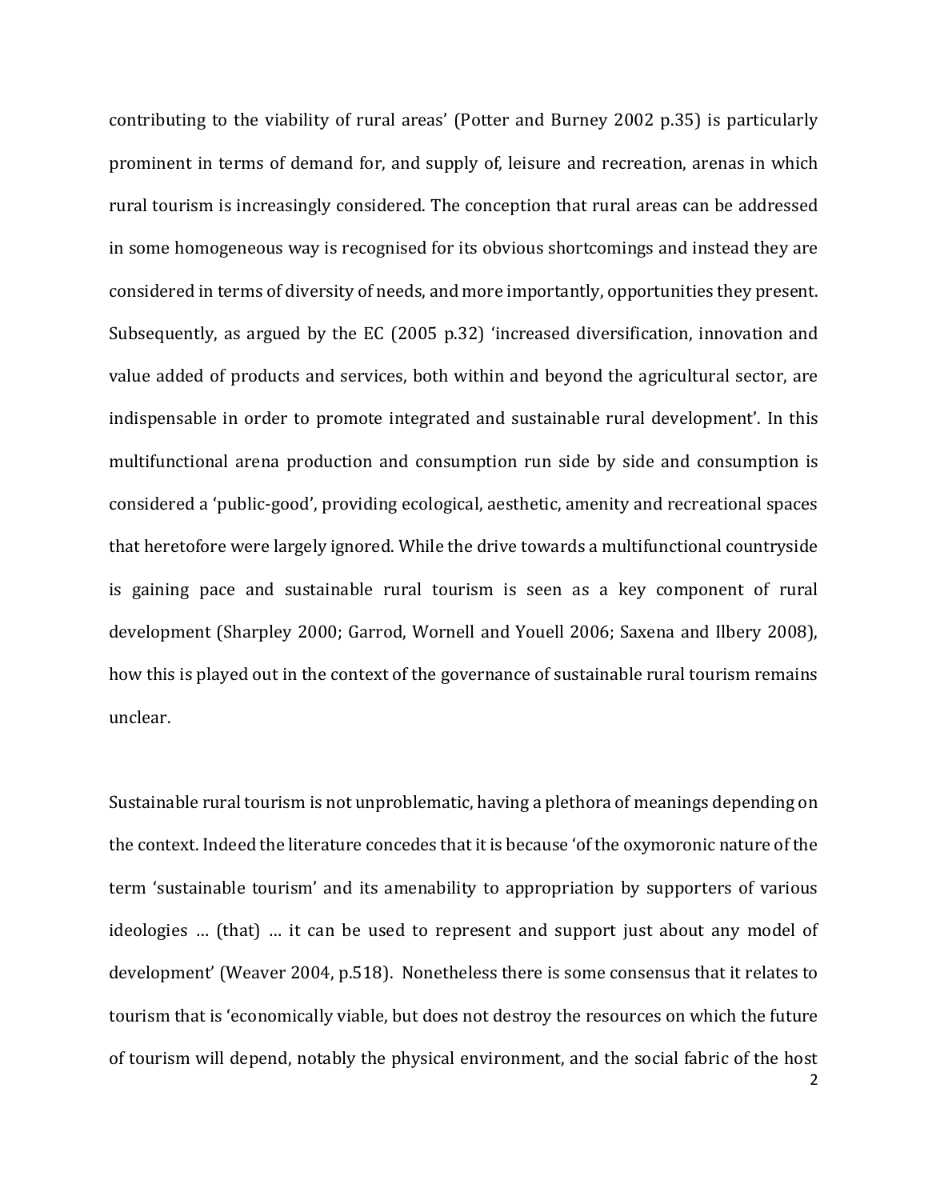contributing to the viability of rural areas' (Potter and Burney 2002 p.35) is particularly prominent in terms of demand for, and supply of, leisure and recreation, arenas in which rural tourism is increasingly considered. The conception that rural areas can be addressed in some homogeneous way is recognised for its obvious shortcomings and instead they are considered in terms of diversity of needs, and more importantly, opportunities they present. Subsequently, as argued by the EC (2005 p.32) 'increased diversification, innovation and value added of products and services, both within and beyond the agricultural sector, are indispensable in order to promote integrated and sustainable rural development'. In this multifunctional arena production and consumption run side by side and consumption is considered a 'public-good', providing ecological, aesthetic, amenity and recreational spaces that heretofore were largely ignored. While the drive towards a multifunctional countryside is gaining pace and sustainable rural tourism is seen as a key component of rural development (Sharpley 2000; Garrod, Wornell and Youell 2006; Saxena and Ilbery 2008), how this is played out in the context of the governance of sustainable rural tourism remains unclear.

Sustainable rural tourism is not unproblematic, having a plethora of meanings depending on the context. Indeed the literature concedes that it is because 'of the oxymoronic nature of the term 'sustainable tourism' and its amenability to appropriation by supporters of various ideologies … (that) … it can be used to represent and support just about any model of development' (Weaver 2004, p.518). Nonetheless there is some consensus that it relates to tourism that is 'economically viable, but does not destroy the resources on which the future of tourism will depend, notably the physical environment, and the social fabric of the host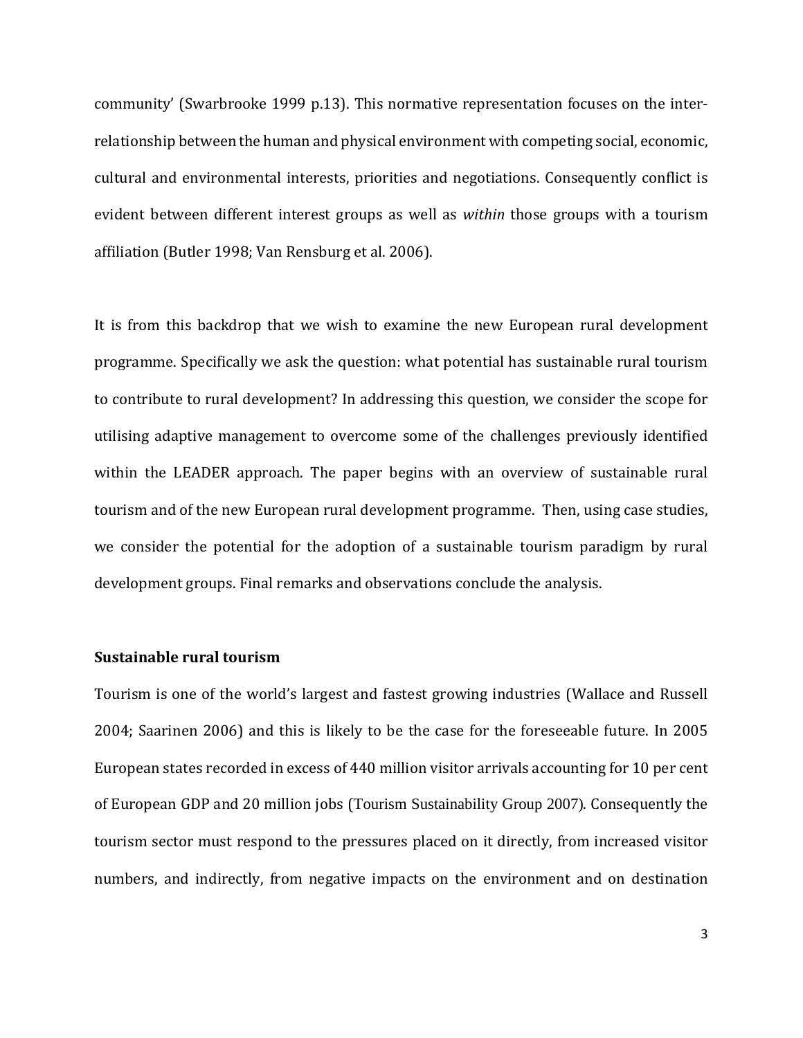community' (Swarbrooke 1999 p.13). This normative representation focuses on the inter-relationship between the human and physical environment with competing social, economic, cultural and environmental interests, priorities and negotiations. Consequently conflict is evident between different interest groups as well as *within* those groups with a tourism affiliation (Butler 1998; Van Rensburg et al. 2006).

It is from this backdrop that we wish to examine the new European rural development programme. Specifically we ask the question: what potential has sustainable rural tourism to contribute to rural development? In addressing this question, we consider the scope for utilising adaptive management to overcome some of the challenges previously identified within the LEADER approach. The paper begins with an overview of sustainable rural tourism and of the new European rural development programme. Then, using case studies, we consider the potential for the adoption of a sustainable tourism paradigm by rural development groups. Final remarks and observations conclude the analysis.

**Sustainable rural tourism**

Tourism is one of the world's largest and fastest growing industries (Wallace and Russell 2004; Saarinen 2006) and this is likely to be the case for the foreseeable future. In 2005 European states recorded in excess of 440 million visitor arrivals accounting for 10 per cent of European GDP and 20 million jobs (Tourism Sustainability Group 2007). Consequently the tourism sector must respond to the pressures placed on it directly, from increased visitor numbers, and indirectly, from negative impacts on the environment and on destination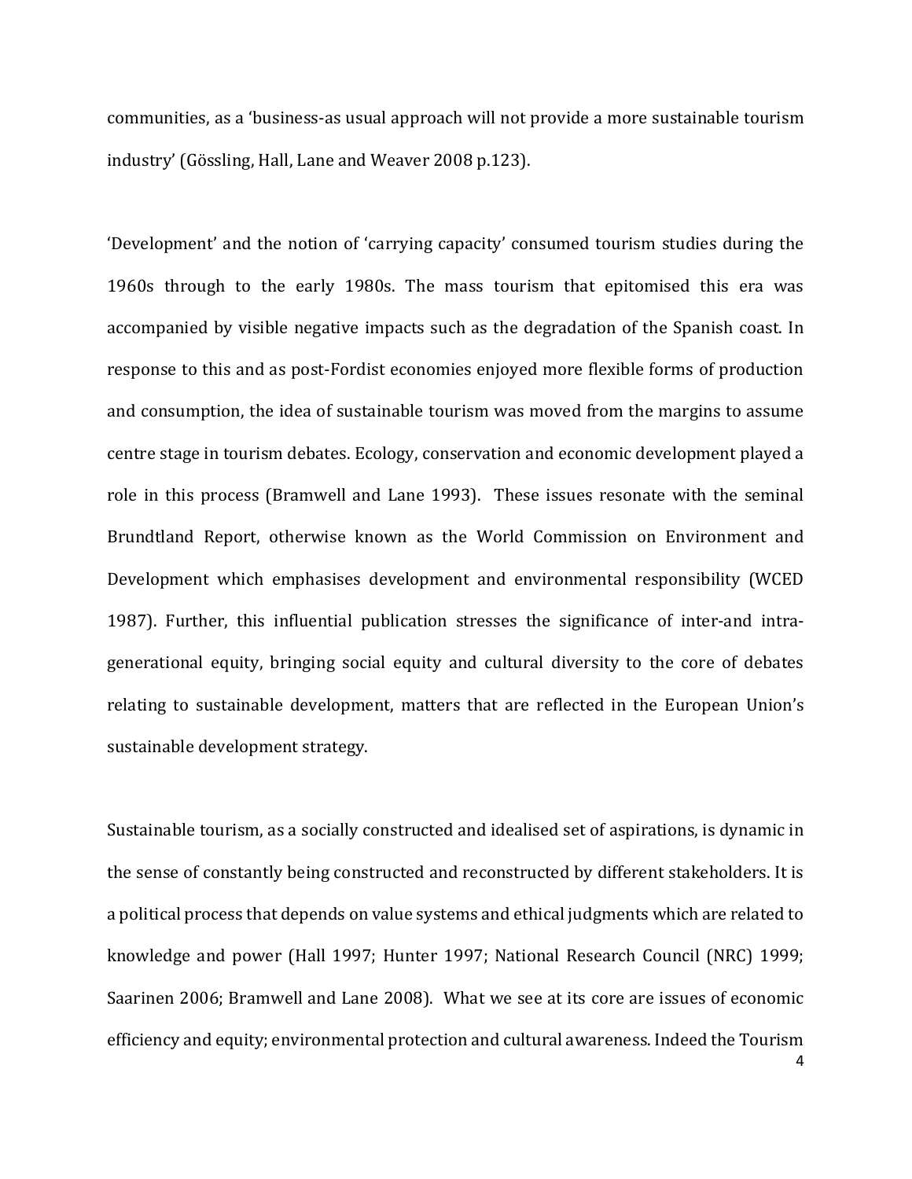communities, as a 'business-as usual approach will not provide a more sustainable tourism industry' (Gössling, Hall, Lane and Weaver 2008 p.123).

'Development' and the notion of 'carrying capacity' consumed tourism studies during the 1960s through to the early 1980s. The mass tourism that epitomised this era was accompanied by visible negative impacts such as the degradation of the Spanish coast. In response to this and as post-Fordist economies enjoyed more flexible forms of production and consumption, the idea of sustainable tourism was moved from the margins to assume centre stage in tourism debates. Ecology, conservation and economic development played a role in this process (Bramwell and Lane 1993). These issues resonate with the seminal Brundtland Report, otherwise known as the World Commission on Environment and Development which emphasises development and environmental responsibility (WCED 1987). Further, this influential publication stresses the significance of inter-and intra-generational equity, bringing social equity and cultural diversity to the core of debates relating to sustainable development, matters that are reflected in the European Union's sustainable development strategy.

Sustainable tourism, as a socially constructed and idealised set of aspirations, is dynamic in the sense of constantly being constructed and reconstructed by different stakeholders. It is a political process that depends on value systems and ethical judgments which are related to knowledge and power (Hall 1997; Hunter 1997; National Research Council (NRC) 1999; Saarinen 2006; Bramwell and Lane 2008). What we see at its core are issues of economic efficiency and equity; environmental protection and cultural awareness. Indeed the Tourism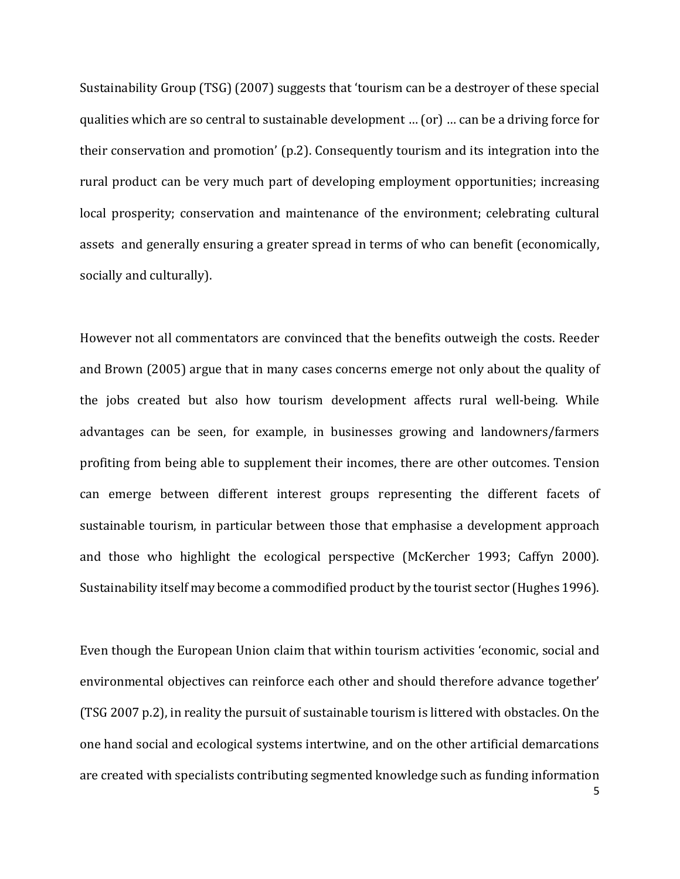Sustainability Group (TSG) (2007) suggests that 'tourism can be a destroyer of these special qualities which are so central to sustainable development … (or) … can be a driving force for their conservation and promotion' (p.2). Consequently tourism and its integration into the rural product can be very much part of developing employment opportunities; increasing local prosperity; conservation and maintenance of the environment; celebrating cultural assets and generally ensuring a greater spread in terms of who can benefit (economically, socially and culturally).

However not all commentators are convinced that the benefits outweigh the costs. Reeder and Brown (2005) argue that in many cases concerns emerge not only about the quality of the jobs created but also how tourism development affects rural well-being. While advantages can be seen, for example, in businesses growing and landowners/farmers profiting from being able to supplement their incomes, there are other outcomes. Tension can emerge between different interest groups representing the different facets of sustainable tourism, in particular between those that emphasise a development approach and those who highlight the ecological perspective (McKercher 1993; Caffyn 2000). Sustainability itself may become a commodified product by the tourist sector (Hughes 1996).

Even though the European Union claim that within tourism activities 'economic, social and environmental objectives can reinforce each other and should therefore advance together' (TSG 2007 p.2), in reality the pursuit of sustainable tourism is littered with obstacles. On the one hand social and ecological systems intertwine, and on the other artificial demarcations are created with specialists contributing segmented knowledge such as funding information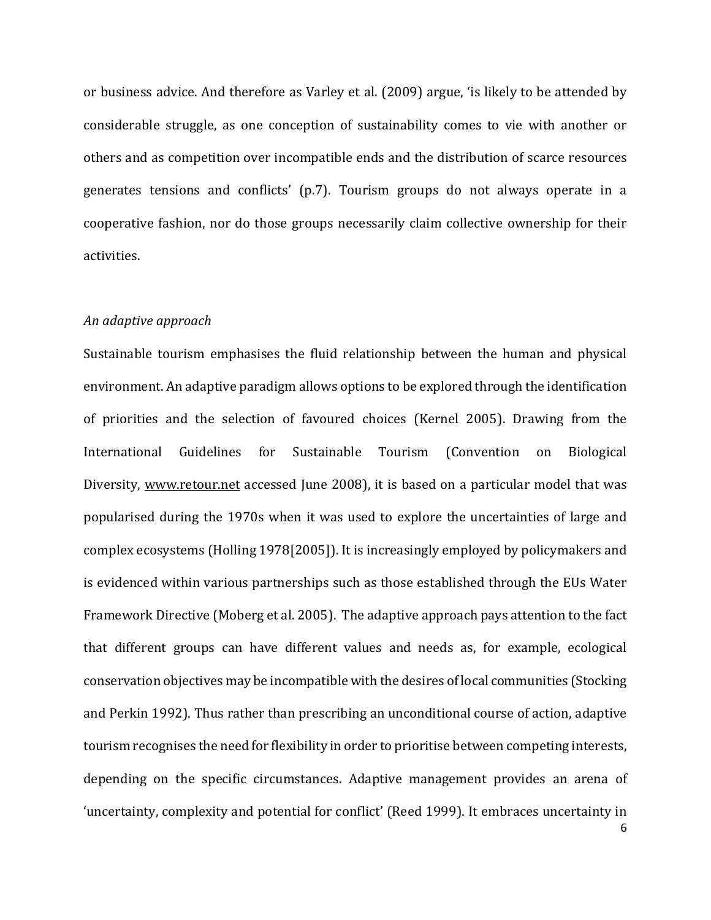or business advice. And therefore as Varley et al. (2009) argue, 'is likely to be attended by considerable struggle, as one conception of sustainability comes to vie with another or others and as competition over incompatible ends and the distribution of scarce resources generates tensions and conflicts' (p.7). Tourism groups do not always operate in a cooperative fashion, nor do those groups necessarily claim collective ownership for their activities.

*An adaptive approach*

Sustainable tourism emphasises the fluid relationship between the human and physical environment. An adaptive paradigm allows options to be explored through the identification of priorities and the selection of favoured choices (Kernel 2005). Drawing from the International Guidelines for Sustainable Tourism (Convention on Biological Diversity, www.retour.net accessed June 2008), it is based on a particular model that was popularised during the 1970s when it was used to explore the uncertainties of large and complex ecosystems (Holling 1978[2005]). It is increasingly employed by policymakers and is evidenced within various partnerships such as those established through the EUs Water Framework Directive (Moberg et al. 2005). The adaptive approach pays attention to the fact that different groups can have different values and needs as, for example, ecological conservation objectives may be incompatible with the desires of local communities (Stocking and Perkin 1992). Thus rather than prescribing an unconditional course of action, adaptive tourism recognises the need for flexibility in order to prioritise between competing interests, depending on the specific circumstances. Adaptive management provides an arena of 'uncertainty, complexity and potential for conflict' (Reed 1999). It embraces uncertainty in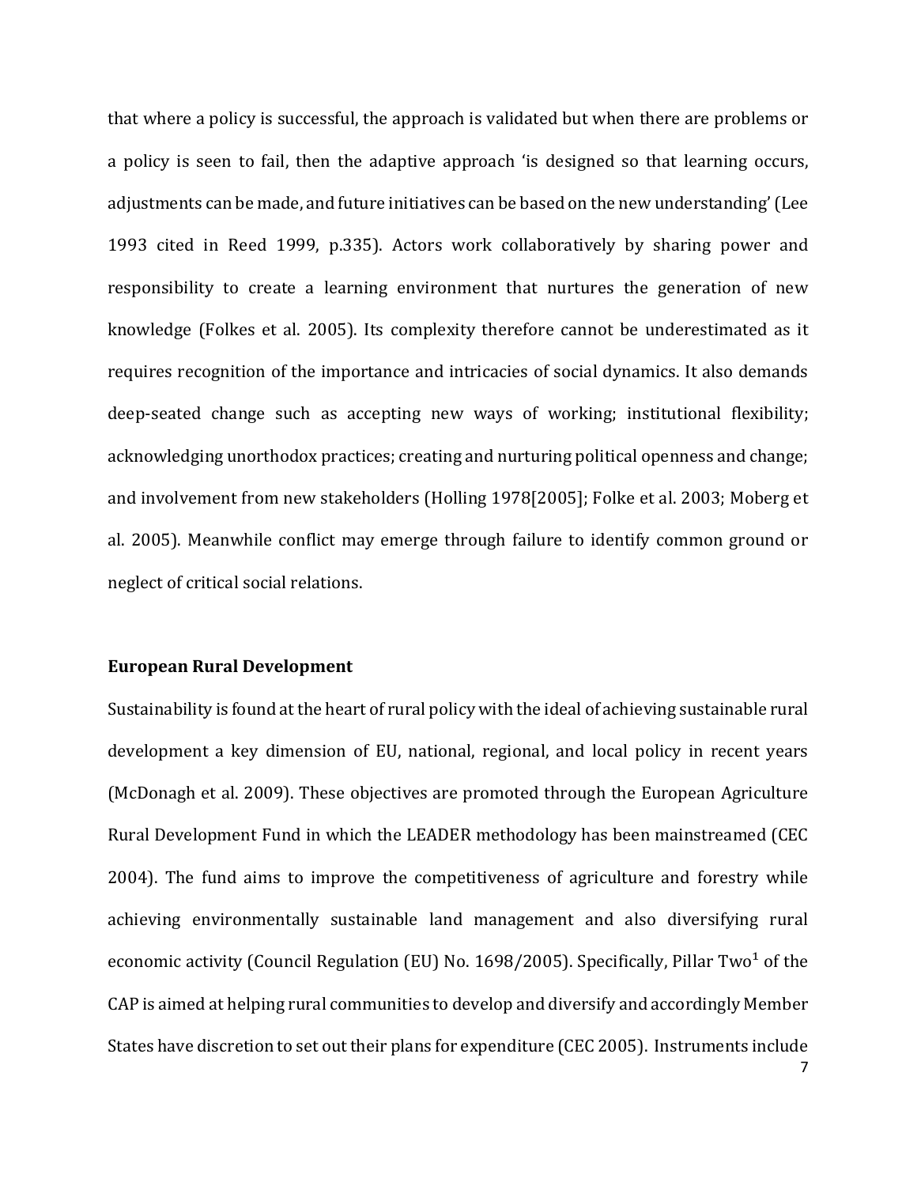that where a policy is successful, the approach is validated but when there are problems or a policy is seen to fail, then the adaptive approach 'is designed so that learning occurs, adjustments can be made, and future initiatives can be based on the new understanding' (Lee 1993 cited in Reed 1999, p.335). Actors work collaboratively by sharing power and responsibility to create a learning environment that nurtures the generation of new knowledge (Folkes et al. 2005). Its complexity therefore cannot be underestimated as it requires recognition of the importance and intricacies of social dynamics. It also demands deep-seated change such as accepting new ways of working; institutional flexibility; acknowledging unorthodox practices; creating and nurturing political openness and change; and involvement from new stakeholders (Holling 1978[2005]; Folke et al. 2003; Moberg et al. 2005). Meanwhile conflict may emerge through failure to identify common ground or neglect of critical social relations.

**European Rural Development**

Sustainability is found at the heart of rural policy with the ideal of achieving sustainable rural development a key dimension of EU, national, regional, and local policy in recent years (McDonagh et al. 2009). These objectives are promoted through the European Agriculture Rural Development Fund in which the LEADER methodology has been mainstreamed (CEC 2004). The fund aims to improve the competitiveness of agriculture and forestry while achieving environmentally sustainable land management and also diversifying rural economic activity (Council Regulation (EU) No. 1698/2005). Specifically, Pillar Two[1] of the CAP is aimed at helping rural communities to develop and diversify and accordingly Member States have discretion to set out their plans for expenditure (CEC 2005). Instruments include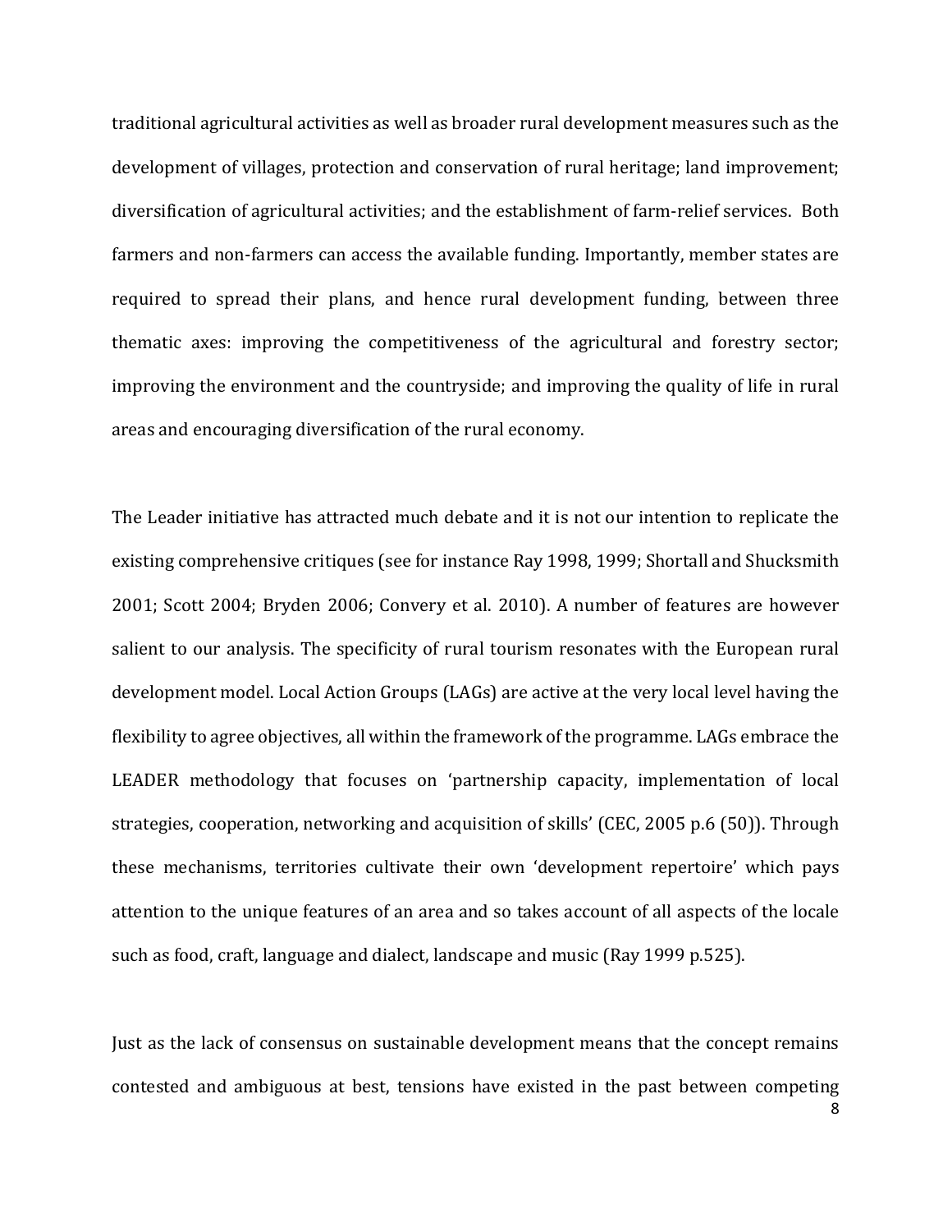traditional agricultural activities as well as broader rural development measures such as the development of villages, protection and conservation of rural heritage; land improvement; diversification of agricultural activities; and the establishment of farm-relief services. Both farmers and non-farmers can access the available funding. Importantly, member states are required to spread their plans, and hence rural development funding, between three thematic axes: improving the competitiveness of the agricultural and forestry sector; improving the environment and the countryside; and improving the quality of life in rural areas and encouraging diversification of the rural economy.

The Leader initiative has attracted much debate and it is not our intention to replicate the existing comprehensive critiques (see for instance Ray 1998, 1999; Shortall and Shucksmith 2001; Scott 2004; Bryden 2006; Convery et al. 2010). A number of features are however salient to our analysis. The specificity of rural tourism resonates with the European rural development model. Local Action Groups (LAGs) are active at the very local level having the flexibility to agree objectives, all within the framework of the programme. LAGs embrace the LEADER methodology that focuses on 'partnership capacity, implementation of local strategies, cooperation, networking and acquisition of skills' (CEC, 2005 p.6 (50)). Through these mechanisms, territories cultivate their own 'development repertoire' which pays attention to the unique features of an area and so takes account of all aspects of the locale such as food, craft, language and dialect, landscape and music (Ray 1999 p.525).

Just as the lack of consensus on sustainable development means that the concept remains contested and ambiguous at best, tensions have existed in the past between competing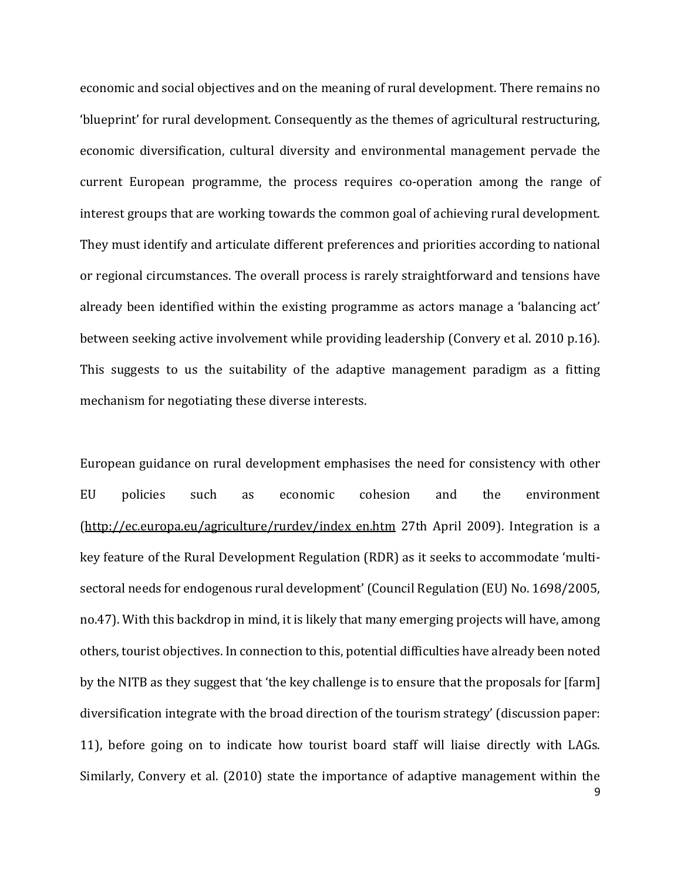economic and social objectives and on the meaning of rural development. There remains no 'blueprint' for rural development. Consequently as the themes of agricultural restructuring, economic diversification, cultural diversity and environmental management pervade the current European programme, the process requires co-operation among the range of interest groups that are working towards the common goal of achieving rural development. They must identify and articulate different preferences and priorities according to national or regional circumstances. The overall process is rarely straightforward and tensions have already been identified within the existing programme as actors manage a 'balancing act' between seeking active involvement while providing leadership (Convery et al. 2010 p.16). This suggests to us the suitability of the adaptive management paradigm as a fitting mechanism for negotiating these diverse interests.

European guidance on rural development emphasises the need for consistency with other EU policies such as economic cohesion and the environment (http://ec.europa.eu/agriculture/rurdev/index_en.htm 27th April 2009). Integration is a key feature of the Rural Development Regulation (RDR) as it seeks to accommodate 'multi-sectoral needs for endogenous rural development' (Council Regulation (EU) No. 1698/2005, no.47). With this backdrop in mind, it is likely that many emerging projects will have, among others, tourist objectives. In connection to this, potential difficulties have already been noted by the NITB as they suggest that 'the key challenge is to ensure that the proposals for [farm] diversification integrate with the broad direction of the tourism strategy' (discussion paper: 11), before going on to indicate how tourist board staff will liaise directly with LAGs. Similarly, Convery et al. (2010) state the importance of adaptive management within the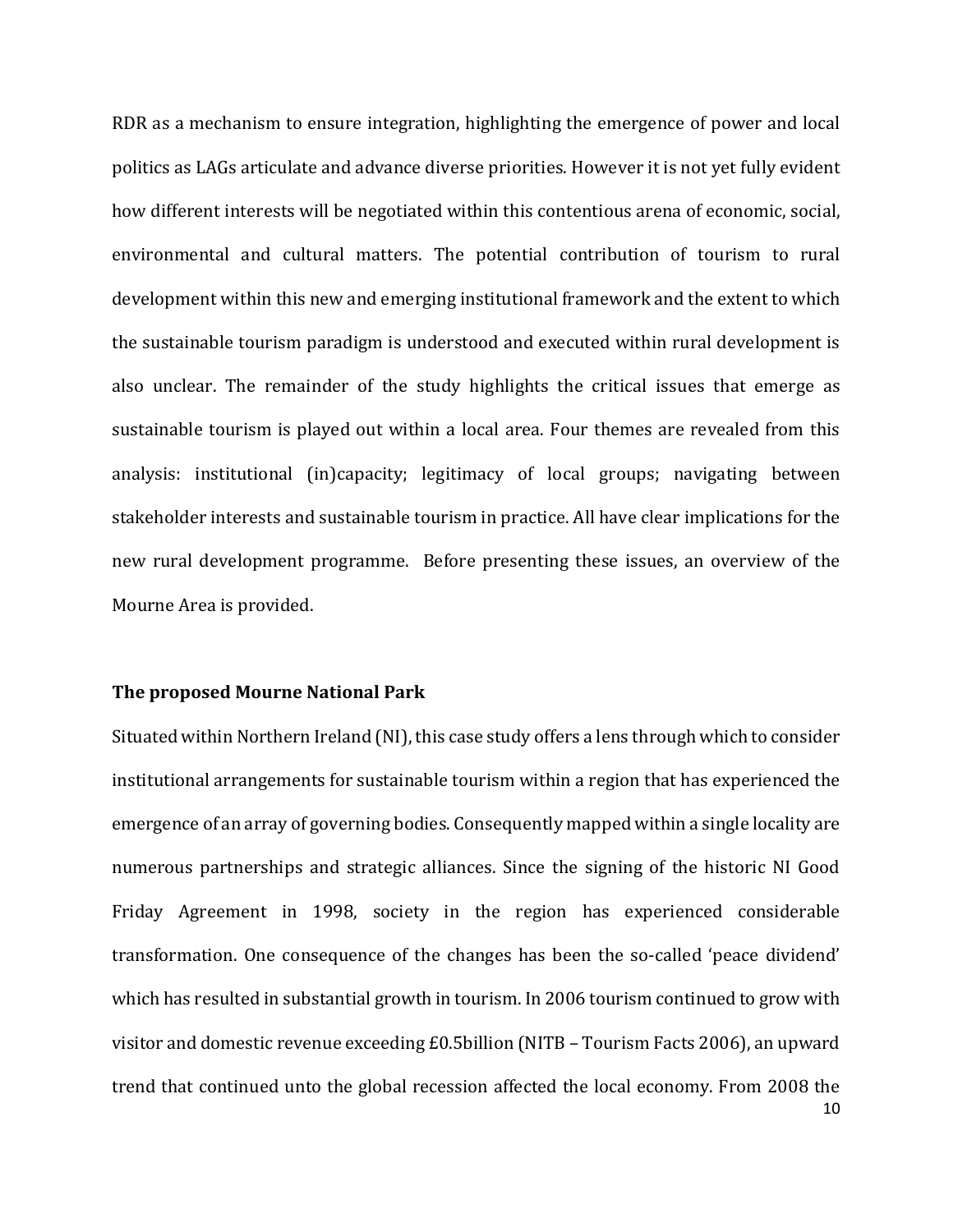RDR as a mechanism to ensure integration, highlighting the emergence of power and local politics as LAGs articulate and advance diverse priorities. However it is not yet fully evident how different interests will be negotiated within this contentious arena of economic, social, environmental and cultural matters. The potential contribution of tourism to rural development within this new and emerging institutional framework and the extent to which the sustainable tourism paradigm is understood and executed within rural development is also unclear. The remainder of the study highlights the critical issues that emerge as sustainable tourism is played out within a local area. Four themes are revealed from this analysis: institutional (in)capacity; legitimacy of local groups; navigating between stakeholder interests and sustainable tourism in practice. All have clear implications for the new rural development programme. Before presenting these issues, an overview of the Mourne Area is provided.

**The proposed Mourne National Park**

Situated within Northern Ireland (NI), this case study offers a lens through which to consider institutional arrangements for sustainable tourism within a region that has experienced the emergence of an array of governing bodies. Consequently mapped within a single locality are numerous partnerships and strategic alliances. Since the signing of the historic NI Good Friday Agreement in 1998, society in the region has experienced considerable transformation. One consequence of the changes has been the so-called 'peace dividend' which has resulted in substantial growth in tourism. In 2006 tourism continued to grow with visitor and domestic revenue exceeding £0.5billion (NITB – Tourism Facts 2006), an upward trend that continued unto the global recession affected the local economy. From 2008 the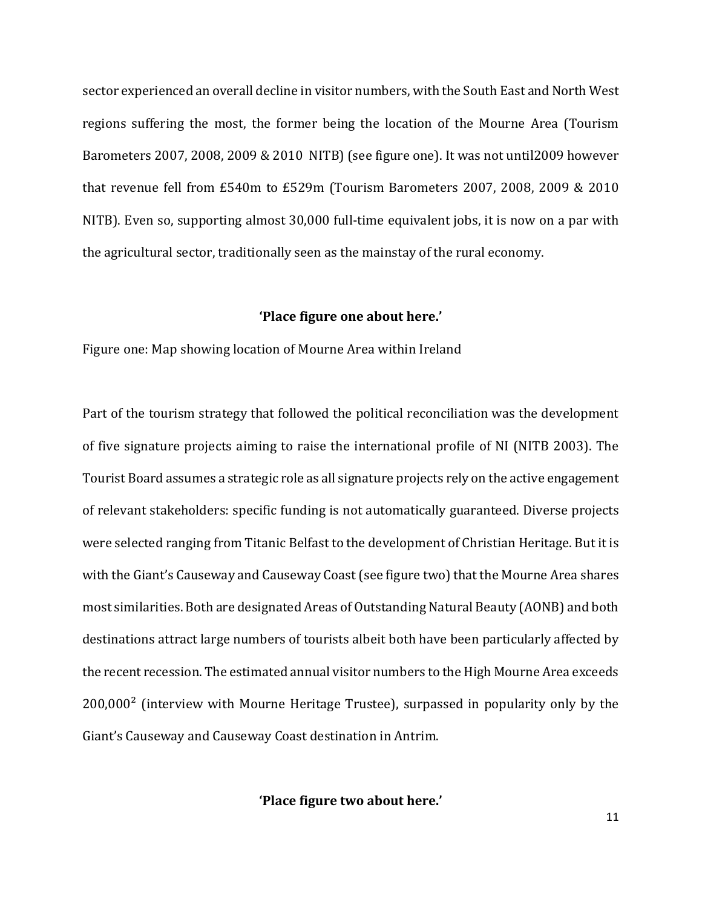sector experienced an overall decline in visitor numbers, with the South East and North West regions suffering the most, the former being the location of the Mourne Area (Tourism Barometers 2007, 2008, 2009 & 2010 NITB) (see figure one). It was not until2009 however that revenue fell from £540m to £529m (Tourism Barometers 2007, 2008, 2009 & 2010 NITB). Even so, supporting almost 30,000 full-time equivalent jobs, it is now on a par with the agricultural sector, traditionally seen as the mainstay of the rural economy.

**'Place figure one about here.'**

Figure one: Map showing location of Mourne Area within Ireland

Part of the tourism strategy that followed the political reconciliation was the development of five signature projects aiming to raise the international profile of NI (NITB 2003). The Tourist Board assumes a strategic role as all signature projects rely on the active engagement of relevant stakeholders: specific funding is not automatically guaranteed. Diverse projects were selected ranging from Titanic Belfast to the development of Christian Heritage. But it is with the Giant's Causeway and Causeway Coast (see figure two) that the Mourne Area shares most similarities. Both are designated Areas of Outstanding Natural Beauty (AONB) and both destinations attract large numbers of tourists albeit both have been particularly affected by the recent recession. The estimated annual visitor numbers to the High Mourne Area exceeds 200,000[2] (interview with Mourne Heritage Trustee), surpassed in popularity only by the Giant's Causeway and Causeway Coast destination in Antrim.

**'Place figure two about here.'**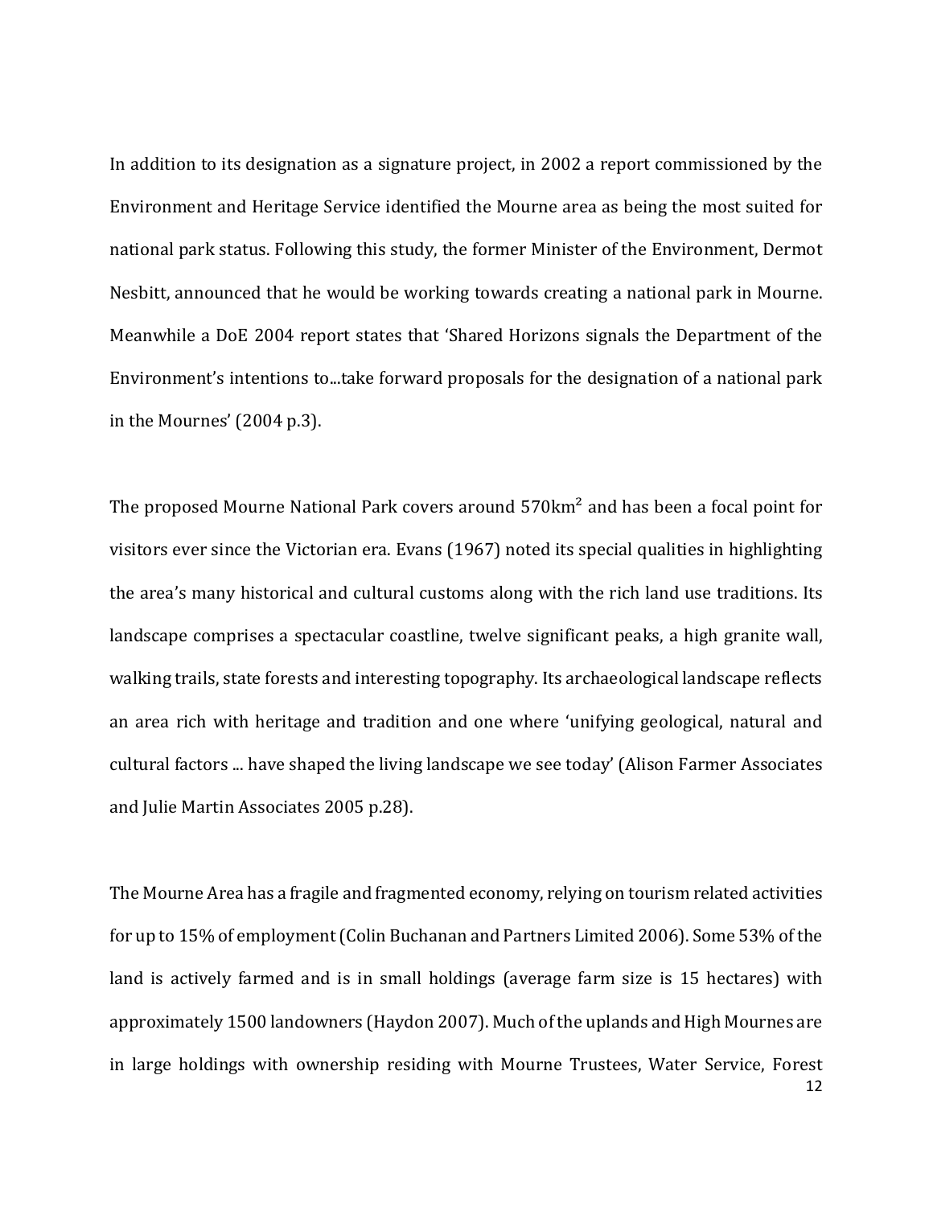In addition to its designation as a signature project, in 2002 a report commissioned by the Environment and Heritage Service identified the Mourne area as being the most suited for national park status. Following this study, the former Minister of the Environment, Dermot Nesbitt, announced that he would be working towards creating a national park in Mourne. Meanwhile a DoE 2004 report states that 'Shared Horizons signals the Department of the Environment's intentions to...take forward proposals for the designation of a national park in the Mournes' (2004 p.3).

The proposed Mourne National Park covers around 570km$^2$ and has been a focal point for visitors ever since the Victorian era. Evans (1967) noted its special qualities in highlighting the area's many historical and cultural customs along with the rich land use traditions. Its landscape comprises a spectacular coastline, twelve significant peaks, a high granite wall, walking trails, state forests and interesting topography. Its archaeological landscape reflects an area rich with heritage and tradition and one where 'unifying geological, natural and cultural factors ... have shaped the living landscape we see today' (Alison Farmer Associates and Julie Martin Associates 2005 p.28).

The Mourne Area has a fragile and fragmented economy, relying on tourism related activities for up to 15% of employment (Colin Buchanan and Partners Limited 2006). Some 53% of the land is actively farmed and is in small holdings (average farm size is 15 hectares) with approximately 1500 landowners (Haydon 2007). Much of the uplands and High Mournes are in large holdings with ownership residing with Mourne Trustees, Water Service, Forest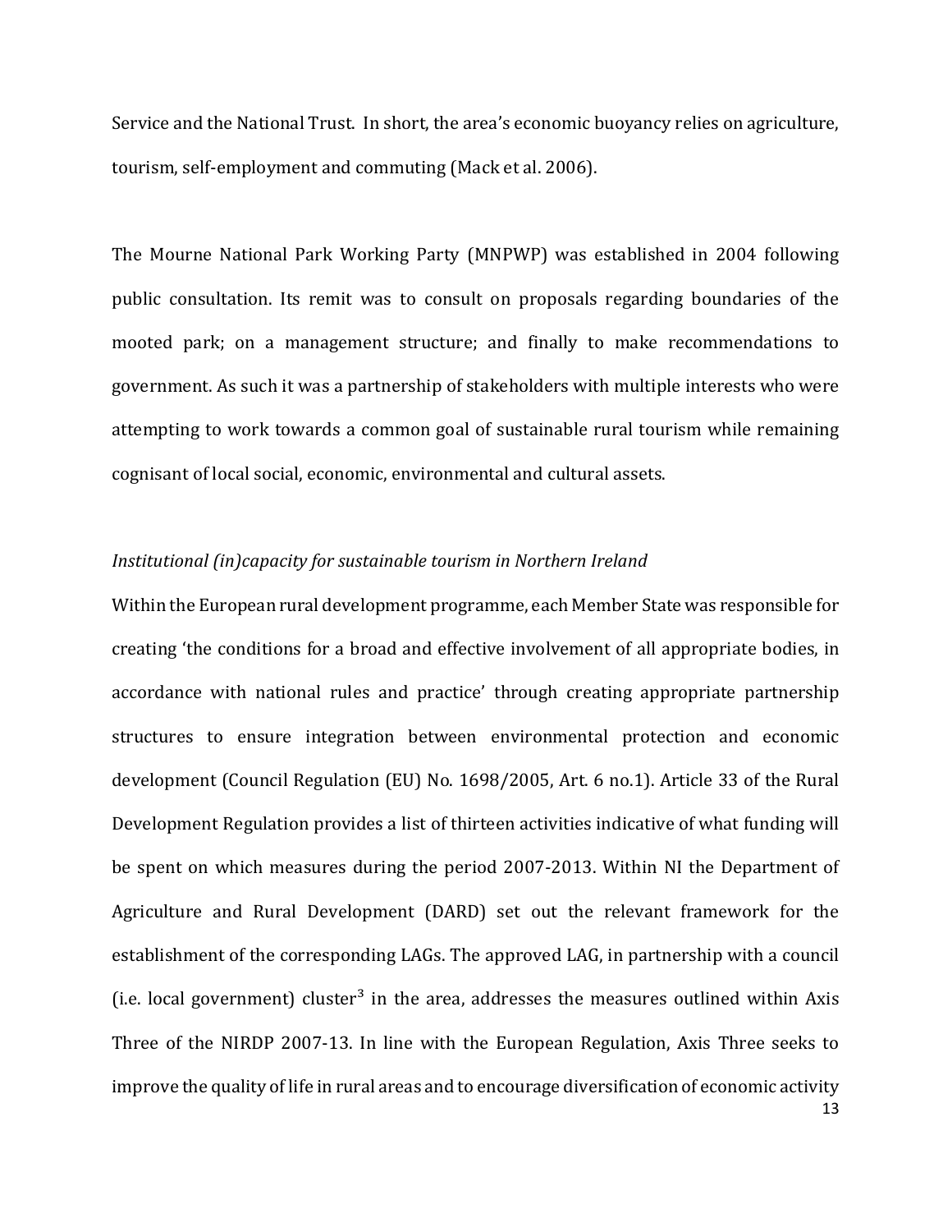Service and the National Trust. In short, the area's economic buoyancy relies on agriculture, tourism, self-employment and commuting (Mack et al. 2006).

The Mourne National Park Working Party (MNPWP) was established in 2004 following public consultation. Its remit was to consult on proposals regarding boundaries of the mooted park; on a management structure; and finally to make recommendations to government. As such it was a partnership of stakeholders with multiple interests who were attempting to work towards a common goal of sustainable rural tourism while remaining cognisant of local social, economic, environmental and cultural assets.

*Institutional (in)capacity for sustainable tourism in Northern Ireland*

Within the European rural development programme, each Member State was responsible for creating 'the conditions for a broad and effective involvement of all appropriate bodies, in accordance with national rules and practice' through creating appropriate partnership structures to ensure integration between environmental protection and economic development (Council Regulation (EU) No. 1698/2005, Art. 6 no.1). Article 33 of the Rural Development Regulation provides a list of thirteen activities indicative of what funding will be spent on which measures during the period 2007-2013. Within NI the Department of Agriculture and Rural Development (DARD) set out the relevant framework for the establishment of the corresponding LAGs. The approved LAG, in partnership with a council (i.e. local government) cluster[3] in the area, addresses the measures outlined within Axis Three of the NIRDP 2007-13. In line with the European Regulation, Axis Three seeks to improve the quality of life in rural areas and to encourage diversification of economic activity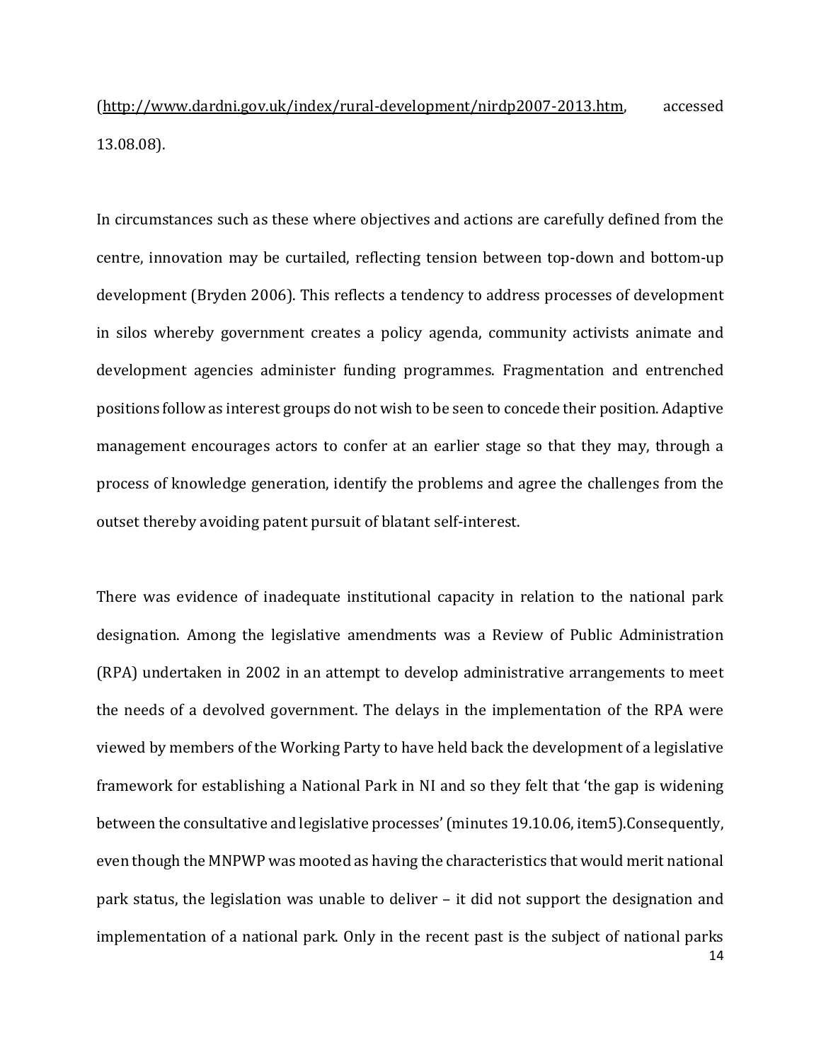(http://www.dardni.gov.uk/index/rural-development/nirdp2007-2013.htm, accessed 13.08.08).

In circumstances such as these where objectives and actions are carefully defined from the centre, innovation may be curtailed, reflecting tension between top-down and bottom-up development (Bryden 2006). This reflects a tendency to address processes of development in silos whereby government creates a policy agenda, community activists animate and development agencies administer funding programmes. Fragmentation and entrenched positions follow as interest groups do not wish to be seen to concede their position. Adaptive management encourages actors to confer at an earlier stage so that they may, through a process of knowledge generation, identify the problems and agree the challenges from the outset thereby avoiding patent pursuit of blatant self-interest.

There was evidence of inadequate institutional capacity in relation to the national park designation. Among the legislative amendments was a Review of Public Administration (RPA) undertaken in 2002 in an attempt to develop administrative arrangements to meet the needs of a devolved government. The delays in the implementation of the RPA were viewed by members of the Working Party to have held back the development of a legislative framework for establishing a National Park in NI and so they felt that 'the gap is widening between the consultative and legislative processes' (minutes 19.10.06, item5).Consequently, even though the MNPWP was mooted as having the characteristics that would merit national park status, the legislation was unable to deliver – it did not support the designation and implementation of a national park. Only in the recent past is the subject of national parks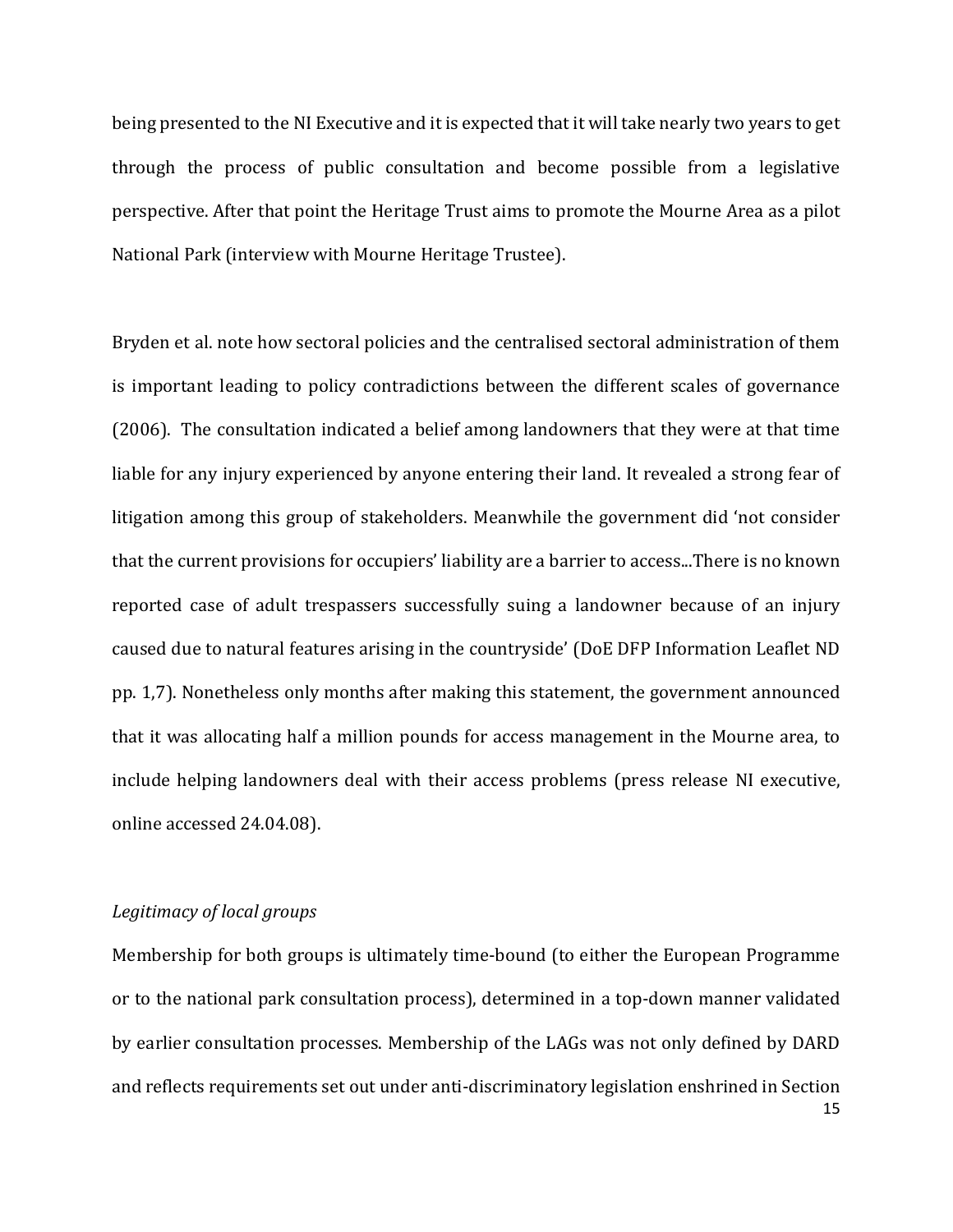being presented to the NI Executive and it is expected that it will take nearly two years to get through the process of public consultation and become possible from a legislative perspective. After that point the Heritage Trust aims to promote the Mourne Area as a pilot National Park (interview with Mourne Heritage Trustee).

Bryden et al. note how sectoral policies and the centralised sectoral administration of them is important leading to policy contradictions between the different scales of governance (2006). The consultation indicated a belief among landowners that they were at that time liable for any injury experienced by anyone entering their land. It revealed a strong fear of litigation among this group of stakeholders. Meanwhile the government did 'not consider that the current provisions for occupiers' liability are a barrier to access...There is no known reported case of adult trespassers successfully suing a landowner because of an injury caused due to natural features arising in the countryside' (DoE DFP Information Leaflet ND pp. 1,7). Nonetheless only months after making this statement, the government announced that it was allocating half a million pounds for access management in the Mourne area, to include helping landowners deal with their access problems (press release NI executive, online accessed 24.04.08).

*Legitimacy of local groups*

Membership for both groups is ultimately time-bound (to either the European Programme or to the national park consultation process), determined in a top-down manner validated by earlier consultation processes. Membership of the LAGs was not only defined by DARD and reflects requirements set out under anti-discriminatory legislation enshrined in Section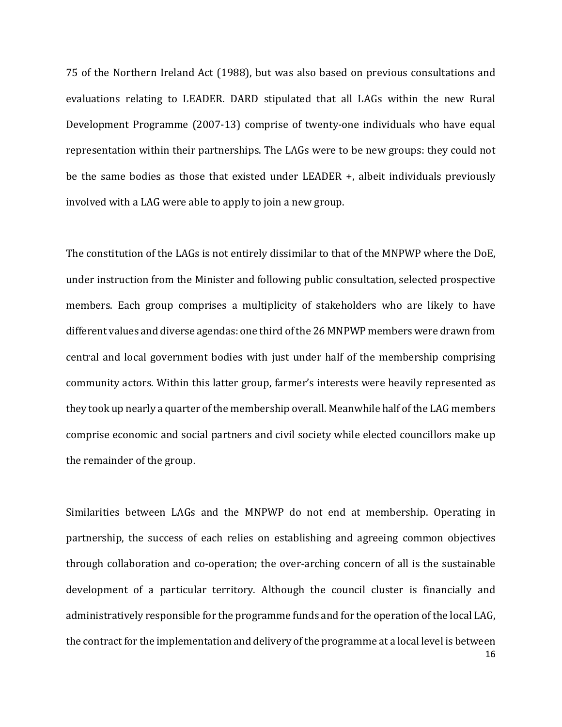75 of the Northern Ireland Act (1988), but was also based on previous consultations and evaluations relating to LEADER. DARD stipulated that all LAGs within the new Rural Development Programme (2007-13) comprise of twenty-one individuals who have equal representation within their partnerships. The LAGs were to be new groups: they could not be the same bodies as those that existed under LEADER +, albeit individuals previously involved with a LAG were able to apply to join a new group.

The constitution of the LAGs is not entirely dissimilar to that of the MNPWP where the DoE, under instruction from the Minister and following public consultation, selected prospective members. Each group comprises a multiplicity of stakeholders who are likely to have different values and diverse agendas: one third of the 26 MNPWP members were drawn from central and local government bodies with just under half of the membership comprising community actors. Within this latter group, farmer's interests were heavily represented as they took up nearly a quarter of the membership overall. Meanwhile half of the LAG members comprise economic and social partners and civil society while elected councillors make up the remainder of the group.

Similarities between LAGs and the MNPWP do not end at membership. Operating in partnership, the success of each relies on establishing and agreeing common objectives through collaboration and co-operation; the over-arching concern of all is the sustainable development of a particular territory. Although the council cluster is financially and administratively responsible for the programme funds and for the operation of the local LAG, the contract for the implementation and delivery of the programme at a local level is between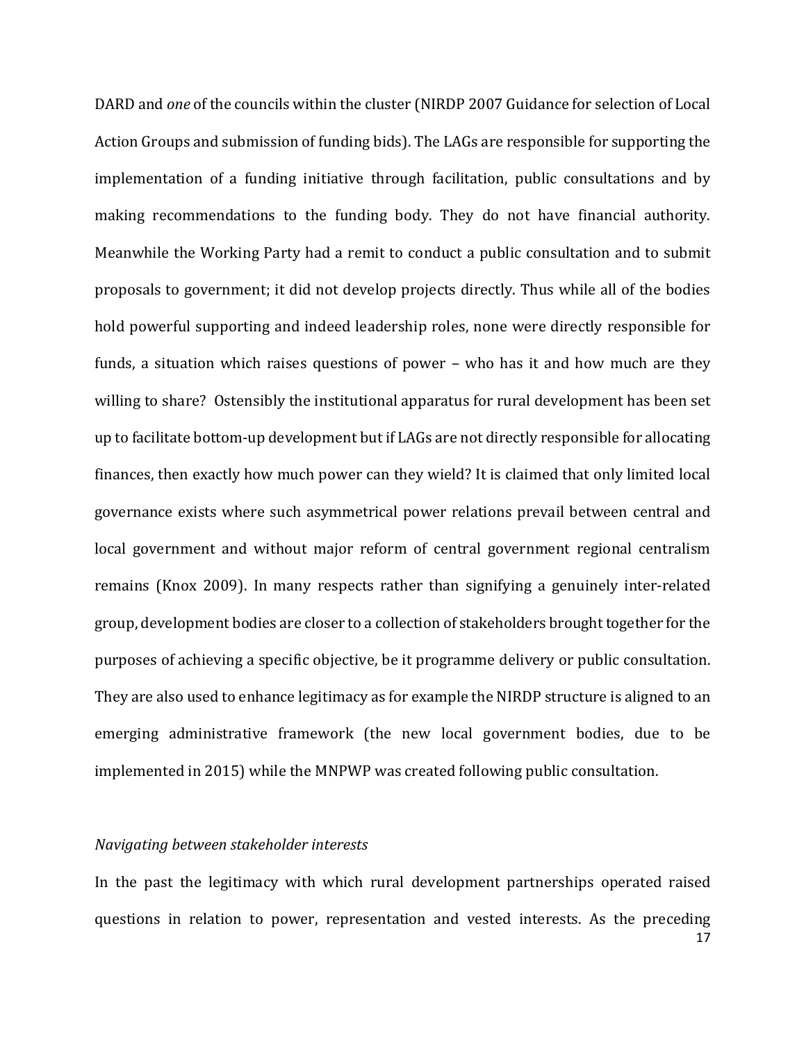DARD and *one* of the councils within the cluster (NIRDP 2007 Guidance for selection of Local Action Groups and submission of funding bids). The LAGs are responsible for supporting the implementation of a funding initiative through facilitation, public consultations and by making recommendations to the funding body. They do not have financial authority. Meanwhile the Working Party had a remit to conduct a public consultation and to submit proposals to government; it did not develop projects directly. Thus while all of the bodies hold powerful supporting and indeed leadership roles, none were directly responsible for funds, a situation which raises questions of power – who has it and how much are they willing to share? Ostensibly the institutional apparatus for rural development has been set up to facilitate bottom-up development but if LAGs are not directly responsible for allocating finances, then exactly how much power can they wield? It is claimed that only limited local governance exists where such asymmetrical power relations prevail between central and local government and without major reform of central government regional centralism remains (Knox 2009). In many respects rather than signifying a genuinely inter-related group, development bodies are closer to a collection of stakeholders brought together for the purposes of achieving a specific objective, be it programme delivery or public consultation. They are also used to enhance legitimacy as for example the NIRDP structure is aligned to an emerging administrative framework (the new local government bodies, due to be implemented in 2015) while the MNPWP was created following public consultation.

*Navigating between stakeholder interests*

In the past the legitimacy with which rural development partnerships operated raised questions in relation to power, representation and vested interests. As the preceding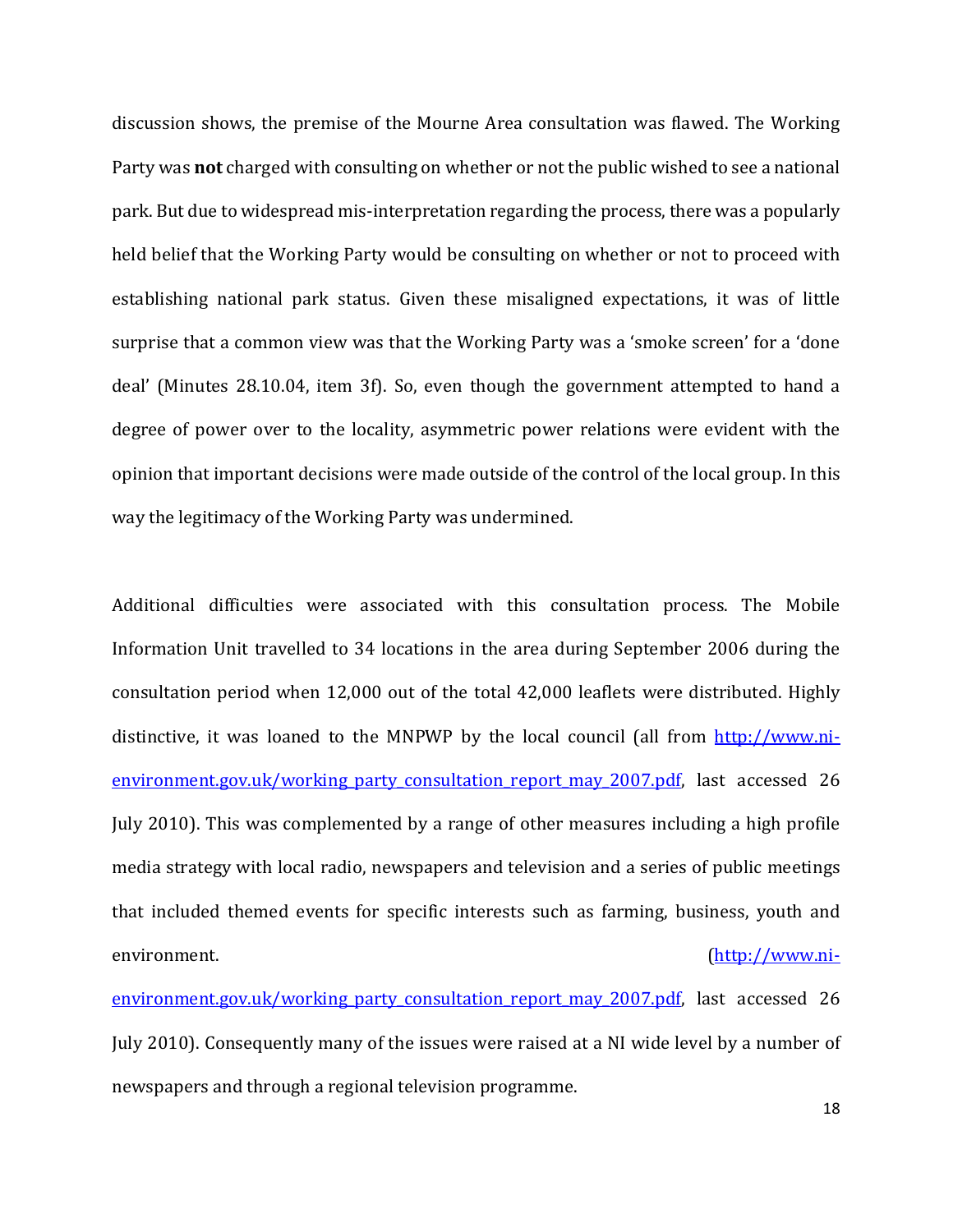discussion shows, the premise of the Mourne Area consultation was flawed. The Working Party was **not** charged with consulting on whether or not the public wished to see a national park. But due to widespread mis-interpretation regarding the process, there was a popularly held belief that the Working Party would be consulting on whether or not to proceed with establishing national park status. Given these misaligned expectations, it was of little surprise that a common view was that the Working Party was a 'smoke screen' for a 'done deal' (Minutes 28.10.04, item 3f). So, even though the government attempted to hand a degree of power over to the locality, asymmetric power relations were evident with the opinion that important decisions were made outside of the control of the local group. In this way the legitimacy of the Working Party was undermined.

Additional difficulties were associated with this consultation process. The Mobile Information Unit travelled to 34 locations in the area during September 2006 during the consultation period when 12,000 out of the total 42,000 leaflets were distributed. Highly distinctive, it was loaned to the MNPWP by the local council (all from [http://www.ni-environment.gov.uk/working_party_consultation_report_may_2007.pdf](http://www.ni-environment.gov.uk/working_party_consultation_report_may_2007.pdf), last accessed 26 July 2010). This was complemented by a range of other measures including a high profile media strategy with local radio, newspapers and television and a series of public meetings that included themed events for specific interests such as farming, business, youth and environment. ([http://www.ni-environment.gov.uk/working_party_consultation_report_may_2007.pdf](http://www.ni-environment.gov.uk/working_party_consultation_report_may_2007.pdf), last accessed 26 July 2010). Consequently many of the issues were raised at a NI wide level by a number of newspapers and through a regional television programme.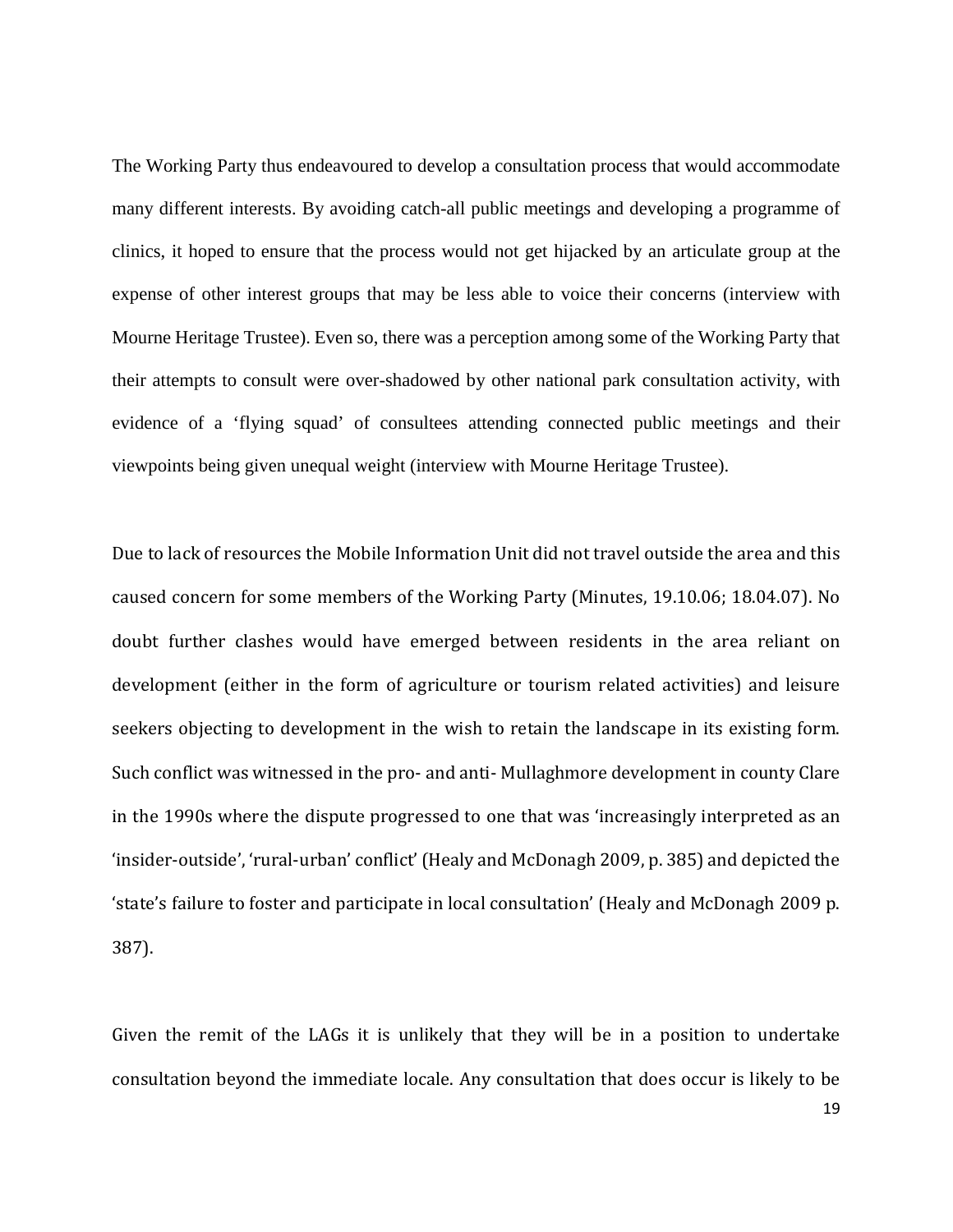The Working Party thus endeavoured to develop a consultation process that would accommodate many different interests. By avoiding catch-all public meetings and developing a programme of clinics, it hoped to ensure that the process would not get hijacked by an articulate group at the expense of other interest groups that may be less able to voice their concerns (interview with Mourne Heritage Trustee). Even so, there was a perception among some of the Working Party that their attempts to consult were over-shadowed by other national park consultation activity, with evidence of a 'flying squad' of consultees attending connected public meetings and their viewpoints being given unequal weight (interview with Mourne Heritage Trustee).

Due to lack of resources the Mobile Information Unit did not travel outside the area and this caused concern for some members of the Working Party (Minutes, 19.10.06; 18.04.07). No doubt further clashes would have emerged between residents in the area reliant on development (either in the form of agriculture or tourism related activities) and leisure seekers objecting to development in the wish to retain the landscape in its existing form. Such conflict was witnessed in the pro- and anti- Mullaghmore development in county Clare in the 1990s where the dispute progressed to one that was 'increasingly interpreted as an 'insider-outside', 'rural-urban' conflict' (Healy and McDonagh 2009, p. 385) and depicted the 'state's failure to foster and participate in local consultation' (Healy and McDonagh 2009 p. 387).

Given the remit of the LAGs it is unlikely that they will be in a position to undertake consultation beyond the immediate locale. Any consultation that does occur is likely to be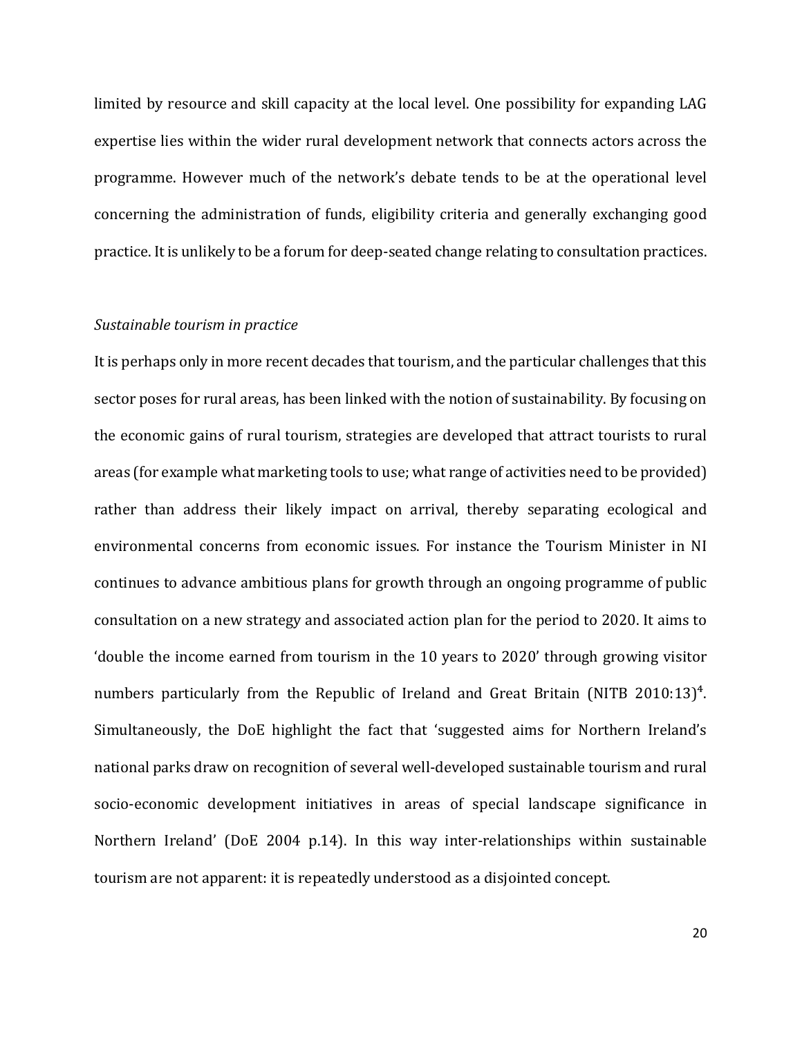limited by resource and skill capacity at the local level. One possibility for expanding LAG expertise lies within the wider rural development network that connects actors across the programme. However much of the network's debate tends to be at the operational level concerning the administration of funds, eligibility criteria and generally exchanging good practice. It is unlikely to be a forum for deep-seated change relating to consultation practices.

*Sustainable tourism in practice*

It is perhaps only in more recent decades that tourism, and the particular challenges that this sector poses for rural areas, has been linked with the notion of sustainability. By focusing on the economic gains of rural tourism, strategies are developed that attract tourists to rural areas (for example what marketing tools to use; what range of activities need to be provided) rather than address their likely impact on arrival, thereby separating ecological and environmental concerns from economic issues. For instance the Tourism Minister in NI continues to advance ambitious plans for growth through an ongoing programme of public consultation on a new strategy and associated action plan for the period to 2020. It aims to 'double the income earned from tourism in the 10 years to 2020' through growing visitor numbers particularly from the Republic of Ireland and Great Britain (NITB 2010:13)[4]. Simultaneously, the DoE highlight the fact that 'suggested aims for Northern Ireland's national parks draw on recognition of several well-developed sustainable tourism and rural socio-economic development initiatives in areas of special landscape significance in Northern Ireland' (DoE 2004 p.14). In this way inter-relationships within sustainable tourism are not apparent: it is repeatedly understood as a disjointed concept.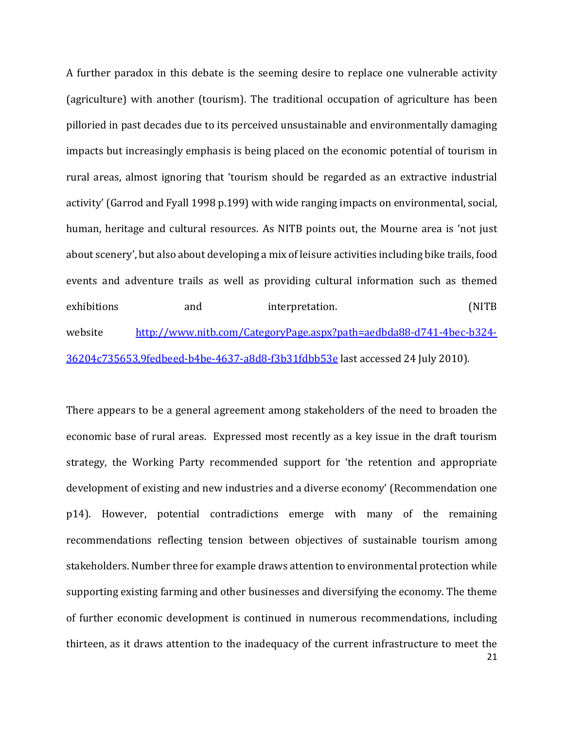A further paradox in this debate is the seeming desire to replace one vulnerable activity (agriculture) with another (tourism). The traditional occupation of agriculture has been pilloried in past decades due to its perceived unsustainable and environmentally damaging impacts but increasingly emphasis is being placed on the economic potential of tourism in rural areas, almost ignoring that 'tourism should be regarded as an extractive industrial activity' (Garrod and Fyall 1998 p.199) with wide ranging impacts on environmental, social, human, heritage and cultural resources. As NITB points out, the Mourne area is 'not just about scenery', but also about developing a mix of leisure activities including bike trails, food events and adventure trails as well as providing cultural information such as themed exhibitions and interpretation. (NITB website [http://www.nitb.com/CategoryPage.aspx?path=aedbda88-d741-4bec-b324-36204c735653,9fedbeed-b4be-4637-a8d8-f3b31fdbb53e](http://www.nitb.com/CategoryPage.aspx?path=aedbda88-d741-4bec-b324-36204c735653,9fedbeed-b4be-4637-a8d8-f3b31fdbb53e) last accessed 24 July 2010).

There appears to be a general agreement among stakeholders of the need to broaden the economic base of rural areas. Expressed most recently as a key issue in the draft tourism strategy, the Working Party recommended support for 'the retention and appropriate development of existing and new industries and a diverse economy' (Recommendation one p14). However, potential contradictions emerge with many of the remaining recommendations reflecting tension between objectives of sustainable tourism among stakeholders. Number three for example draws attention to environmental protection while supporting existing farming and other businesses and diversifying the economy. The theme of further economic development is continued in numerous recommendations, including thirteen, as it draws attention to the inadequacy of the current infrastructure to meet the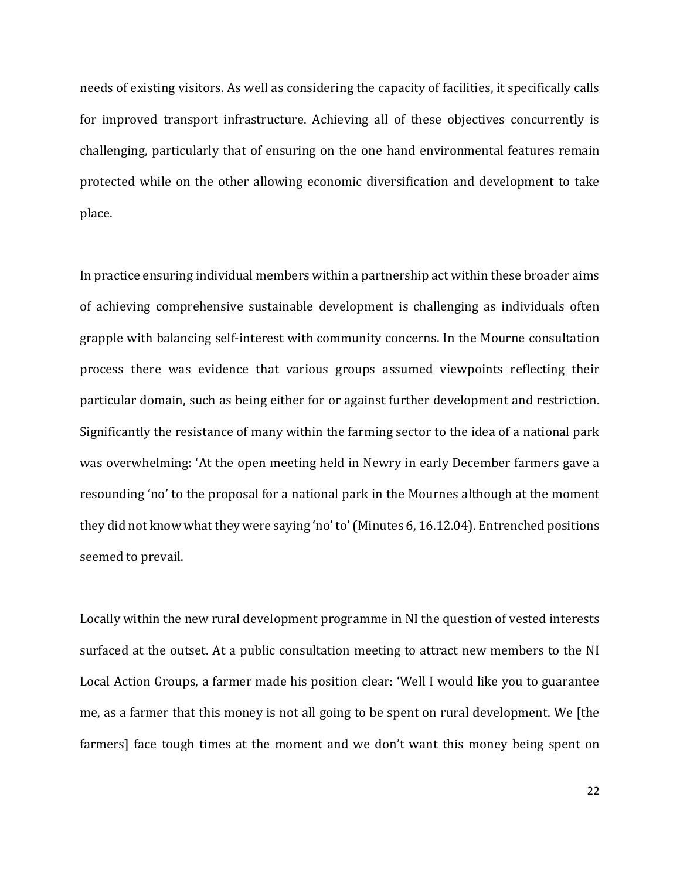needs of existing visitors. As well as considering the capacity of facilities, it specifically calls for improved transport infrastructure. Achieving all of these objectives concurrently is challenging, particularly that of ensuring on the one hand environmental features remain protected while on the other allowing economic diversification and development to take place.

In practice ensuring individual members within a partnership act within these broader aims of achieving comprehensive sustainable development is challenging as individuals often grapple with balancing self-interest with community concerns. In the Mourne consultation process there was evidence that various groups assumed viewpoints reflecting their particular domain, such as being either for or against further development and restriction. Significantly the resistance of many within the farming sector to the idea of a national park was overwhelming: 'At the open meeting held in Newry in early December farmers gave a resounding 'no' to the proposal for a national park in the Mournes although at the moment they did not know what they were saying 'no' to' (Minutes 6, 16.12.04). Entrenched positions seemed to prevail.

Locally within the new rural development programme in NI the question of vested interests surfaced at the outset. At a public consultation meeting to attract new members to the NI Local Action Groups, a farmer made his position clear: 'Well I would like you to guarantee me, as a farmer that this money is not all going to be spent on rural development. We [the farmers] face tough times at the moment and we don't want this money being spent on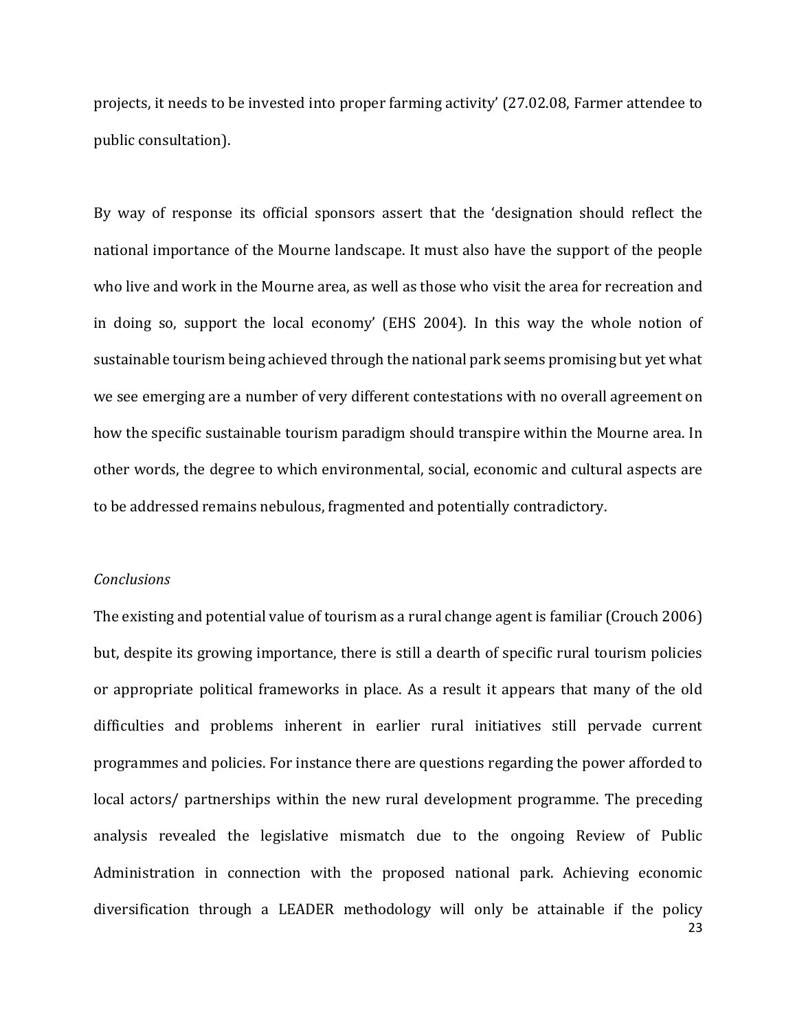projects, it needs to be invested into proper farming activity' (27.02.08, Farmer attendee to public consultation).

By way of response its official sponsors assert that the 'designation should reflect the national importance of the Mourne landscape. It must also have the support of the people who live and work in the Mourne area, as well as those who visit the area for recreation and in doing so, support the local economy' (EHS 2004). In this way the whole notion of sustainable tourism being achieved through the national park seems promising but yet what we see emerging are a number of very different contestations with no overall agreement on how the specific sustainable tourism paradigm should transpire within the Mourne area. In other words, the degree to which environmental, social, economic and cultural aspects are to be addressed remains nebulous, fragmented and potentially contradictory.

*Conclusions*

The existing and potential value of tourism as a rural change agent is familiar (Crouch 2006) but, despite its growing importance, there is still a dearth of specific rural tourism policies or appropriate political frameworks in place. As a result it appears that many of the old difficulties and problems inherent in earlier rural initiatives still pervade current programmes and policies. For instance there are questions regarding the power afforded to local actors/ partnerships within the new rural development programme. The preceding analysis revealed the legislative mismatch due to the ongoing Review of Public Administration in connection with the proposed national park. Achieving economic diversification through a LEADER methodology will only be attainable if the policy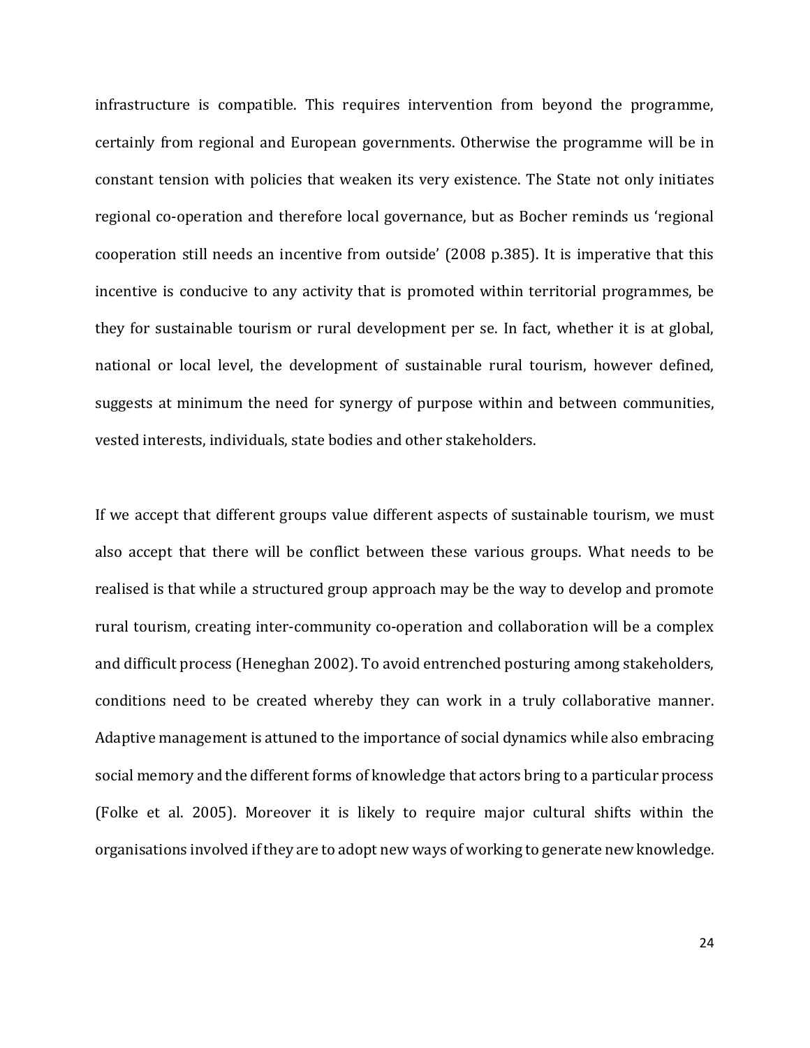infrastructure is compatible. This requires intervention from beyond the programme, certainly from regional and European governments. Otherwise the programme will be in constant tension with policies that weaken its very existence. The State not only initiates regional co-operation and therefore local governance, but as Bocher reminds us 'regional cooperation still needs an incentive from outside' (2008 p.385). It is imperative that this incentive is conducive to any activity that is promoted within territorial programmes, be they for sustainable tourism or rural development per se. In fact, whether it is at global, national or local level, the development of sustainable rural tourism, however defined, suggests at minimum the need for synergy of purpose within and between communities, vested interests, individuals, state bodies and other stakeholders.

If we accept that different groups value different aspects of sustainable tourism, we must also accept that there will be conflict between these various groups. What needs to be realised is that while a structured group approach may be the way to develop and promote rural tourism, creating inter-community co-operation and collaboration will be a complex and difficult process (Heneghan 2002). To avoid entrenched posturing among stakeholders, conditions need to be created whereby they can work in a truly collaborative manner. Adaptive management is attuned to the importance of social dynamics while also embracing social memory and the different forms of knowledge that actors bring to a particular process (Folke et al. 2005). Moreover it is likely to require major cultural shifts within the organisations involved if they are to adopt new ways of working to generate new knowledge.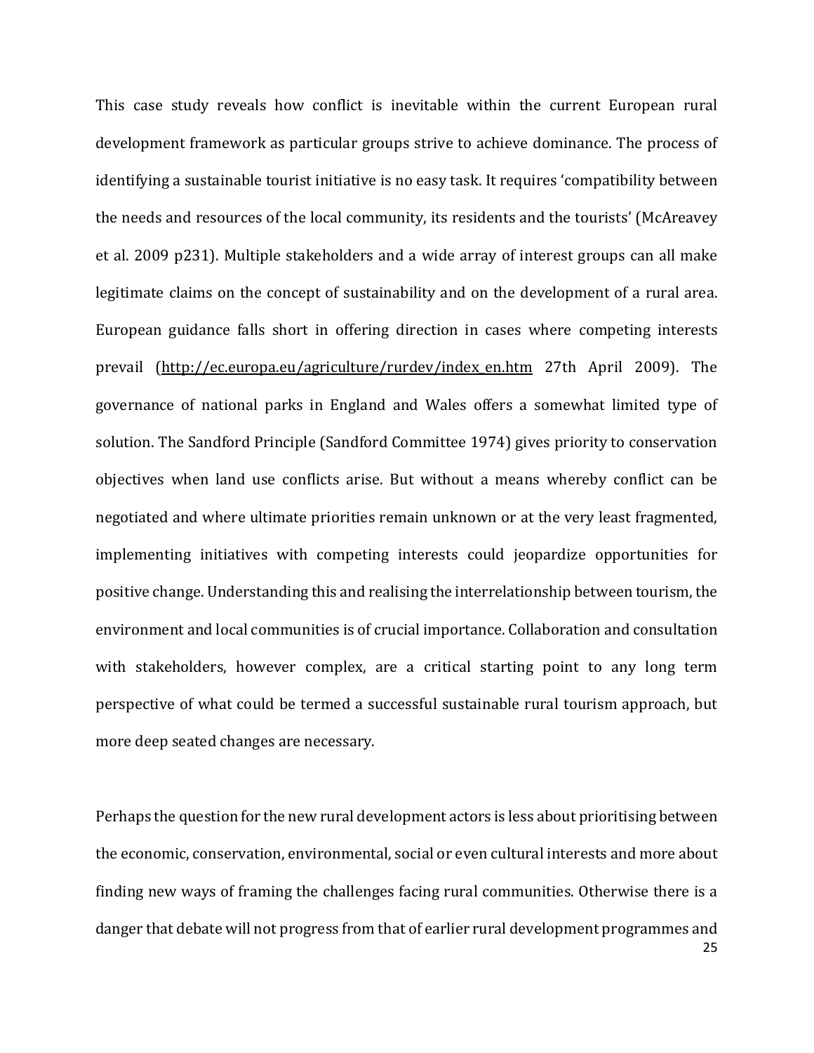This case study reveals how conflict is inevitable within the current European rural development framework as particular groups strive to achieve dominance. The process of identifying a sustainable tourist initiative is no easy task. It requires 'compatibility between the needs and resources of the local community, its residents and the tourists' (McAreavey et al. 2009 p231). Multiple stakeholders and a wide array of interest groups can all make legitimate claims on the concept of sustainability and on the development of a rural area. European guidance falls short in offering direction in cases where competing interests prevail (http://ec.europa.eu/agriculture/rurdev/index_en.htm 27th April 2009). The governance of national parks in England and Wales offers a somewhat limited type of solution. The Sandford Principle (Sandford Committee 1974) gives priority to conservation objectives when land use conflicts arise. But without a means whereby conflict can be negotiated and where ultimate priorities remain unknown or at the very least fragmented, implementing initiatives with competing interests could jeopardize opportunities for positive change. Understanding this and realising the interrelationship between tourism, the environment and local communities is of crucial importance. Collaboration and consultation with stakeholders, however complex, are a critical starting point to any long term perspective of what could be termed a successful sustainable rural tourism approach, but more deep seated changes are necessary.

Perhaps the question for the new rural development actors is less about prioritising between the economic, conservation, environmental, social or even cultural interests and more about finding new ways of framing the challenges facing rural communities. Otherwise there is a danger that debate will not progress from that of earlier rural development programmes and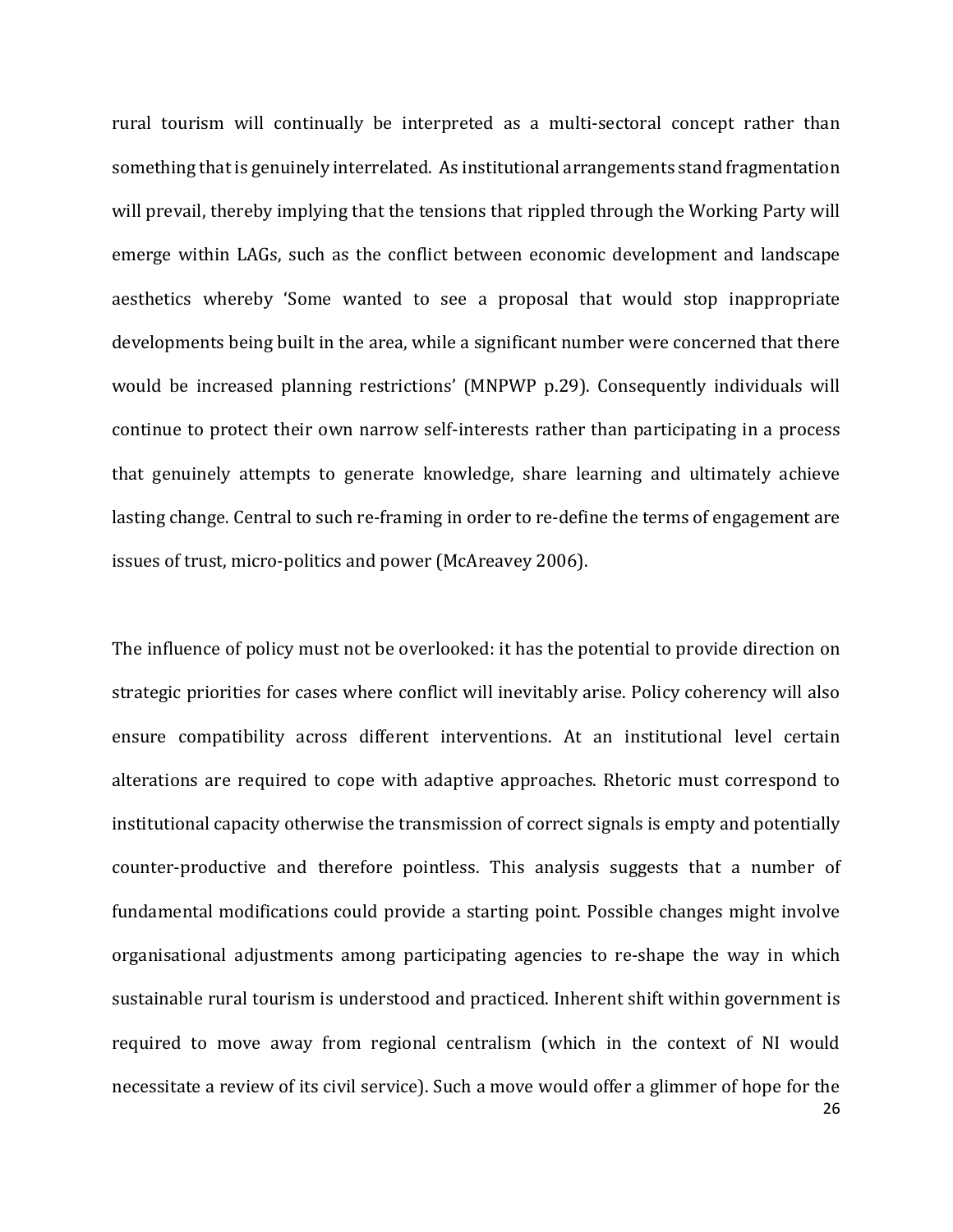rural tourism will continually be interpreted as a multi-sectoral concept rather than something that is genuinely interrelated. As institutional arrangements stand fragmentation will prevail, thereby implying that the tensions that rippled through the Working Party will emerge within LAGs, such as the conflict between economic development and landscape aesthetics whereby 'Some wanted to see a proposal that would stop inappropriate developments being built in the area, while a significant number were concerned that there would be increased planning restrictions' (MNPWP p.29). Consequently individuals will continue to protect their own narrow self-interests rather than participating in a process that genuinely attempts to generate knowledge, share learning and ultimately achieve lasting change. Central to such re-framing in order to re-define the terms of engagement are issues of trust, micro-politics and power (McAreavey 2006).

The influence of policy must not be overlooked: it has the potential to provide direction on strategic priorities for cases where conflict will inevitably arise. Policy coherency will also ensure compatibility across different interventions. At an institutional level certain alterations are required to cope with adaptive approaches. Rhetoric must correspond to institutional capacity otherwise the transmission of correct signals is empty and potentially counter-productive and therefore pointless. This analysis suggests that a number of fundamental modifications could provide a starting point. Possible changes might involve organisational adjustments among participating agencies to re-shape the way in which sustainable rural tourism is understood and practiced. Inherent shift within government is required to move away from regional centralism (which in the context of NI would necessitate a review of its civil service). Such a move would offer a glimmer of hope for the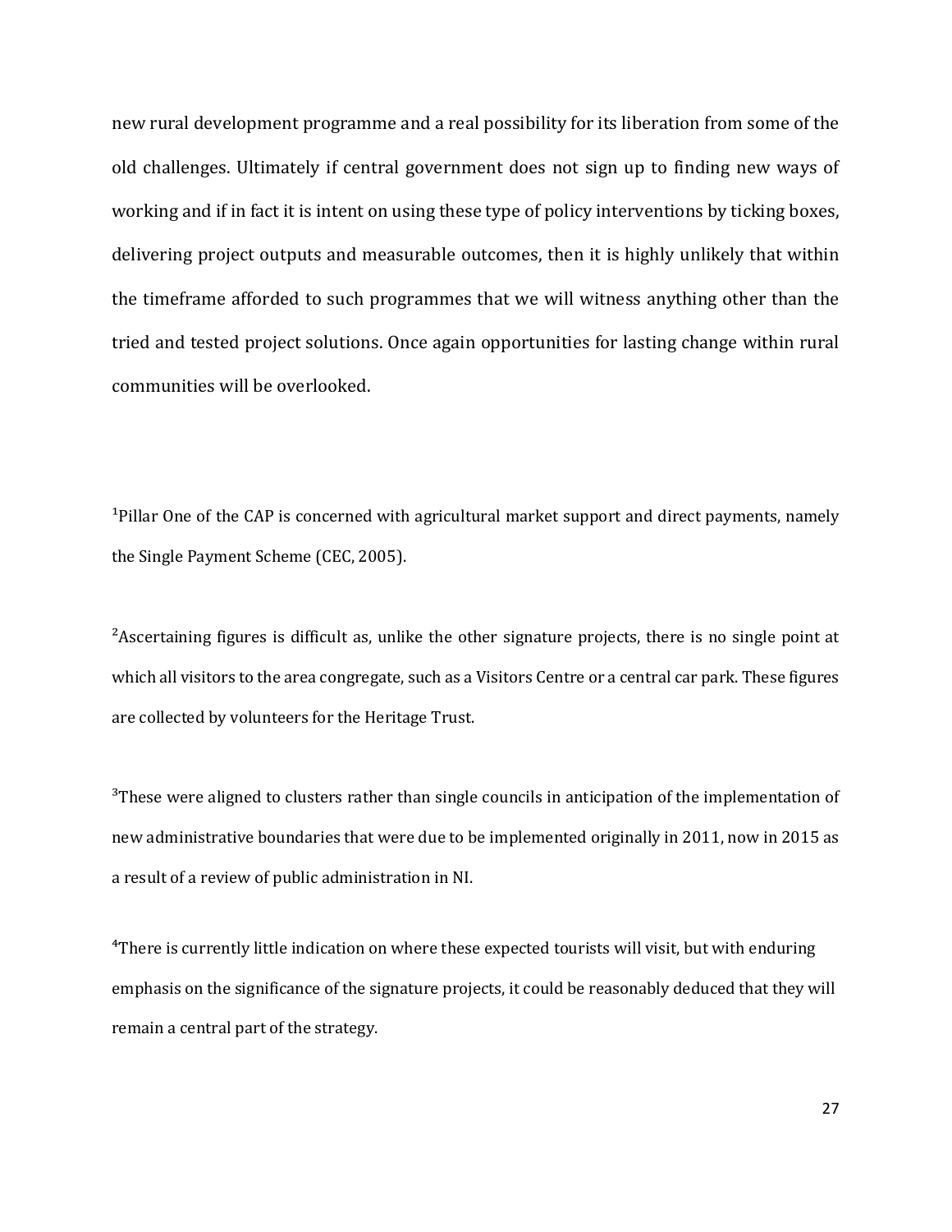new rural development programme and a real possibility for its liberation from some of the old challenges. Ultimately if central government does not sign up to finding new ways of working and if in fact it is intent on using these type of policy interventions by ticking boxes, delivering project outputs and measurable outcomes, then it is highly unlikely that within the timeframe afforded to such programmes that we will witness anything other than the tried and tested project solutions. Once again opportunities for lasting change within rural communities will be overlooked.

[1]Pillar One of the CAP is concerned with agricultural market support and direct payments, namely the Single Payment Scheme (CEC, 2005).

[2]Ascertaining figures is difficult as, unlike the other signature projects, there is no single point at which all visitors to the area congregate, such as a Visitors Centre or a central car park. These figures are collected by volunteers for the Heritage Trust.

[3]These were aligned to clusters rather than single councils in anticipation of the implementation of new administrative boundaries that were due to be implemented originally in 2011, now in 2015 as a result of a review of public administration in NI.

[4]There is currently little indication on where these expected tourists will visit, but with enduring emphasis on the significance of the signature projects, it could be reasonably deduced that they will remain a central part of the strategy.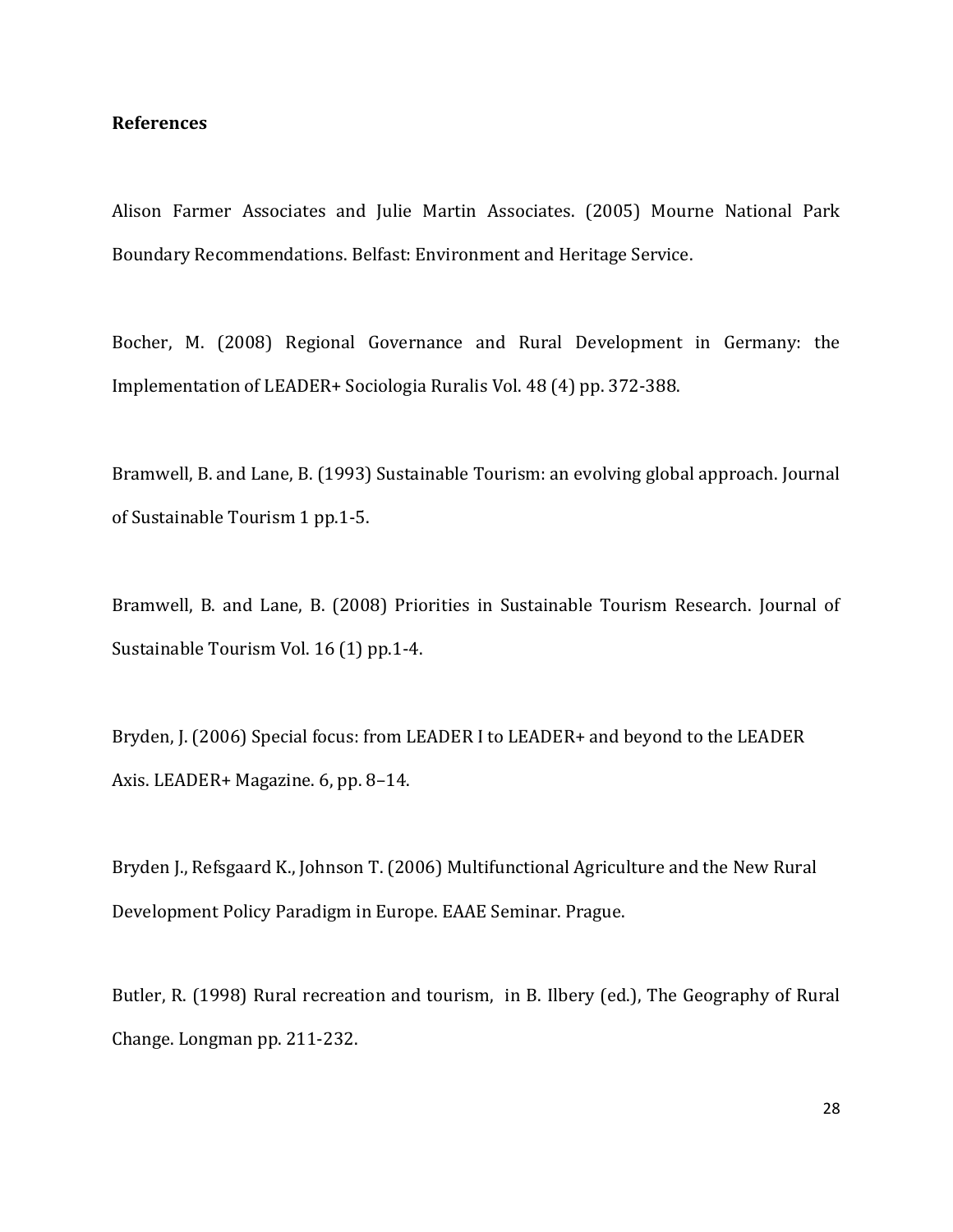**References**

Alison Farmer Associates and Julie Martin Associates. (2005) Mourne National Park Boundary Recommendations. Belfast: Environment and Heritage Service.

Bocher, M. (2008) Regional Governance and Rural Development in Germany: the Implementation of LEADER+ Sociologia Ruralis Vol. 48 (4) pp. 372-388.

Bramwell, B. and Lane, B. (1993) Sustainable Tourism: an evolving global approach. Journal of Sustainable Tourism 1 pp.1-5.

Bramwell, B. and Lane, B. (2008) Priorities in Sustainable Tourism Research. Journal of Sustainable Tourism Vol. 16 (1) pp.1-4.

Bryden, J. (2006) Special focus: from LEADER I to LEADER+ and beyond to the LEADER Axis. LEADER+ Magazine. 6, pp. 8–14.

Bryden J., Refsgaard K., Johnson T. (2006) Multifunctional Agriculture and the New Rural Development Policy Paradigm in Europe. EAAE Seminar. Prague.

Butler, R. (1998) Rural recreation and tourism, in B. Ilbery (ed.), The Geography of Rural Change. Longman pp. 211-232.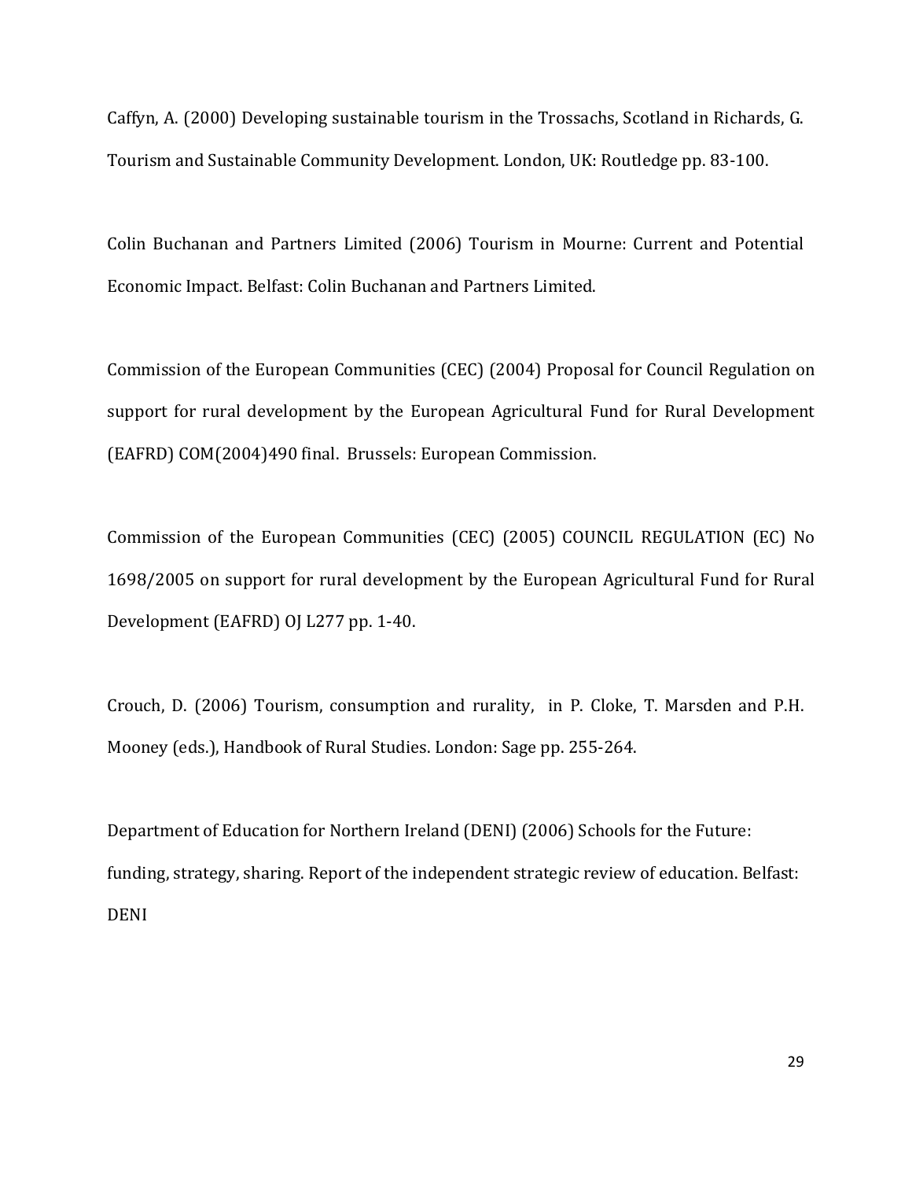Caffyn, A. (2000) Developing sustainable tourism in the Trossachs, Scotland in Richards, G. Tourism and Sustainable Community Development. London, UK: Routledge pp. 83-100.

Colin Buchanan and Partners Limited (2006) Tourism in Mourne: Current and Potential Economic Impact. Belfast: Colin Buchanan and Partners Limited.

Commission of the European Communities (CEC) (2004) Proposal for Council Regulation on support for rural development by the European Agricultural Fund for Rural Development (EAFRD) COM(2004)490 final. Brussels: European Commission.

Commission of the European Communities (CEC) (2005) COUNCIL REGULATION (EC) No 1698/2005 on support for rural development by the European Agricultural Fund for Rural Development (EAFRD) OJ L277 pp. 1-40.

Crouch, D. (2006) Tourism, consumption and rurality, in P. Cloke, T. Marsden and P.H. Mooney (eds.), Handbook of Rural Studies. London: Sage pp. 255-264.

Department of Education for Northern Ireland (DENI) (2006) Schools for the Future: funding, strategy, sharing. Report of the independent strategic review of education. Belfast: DENI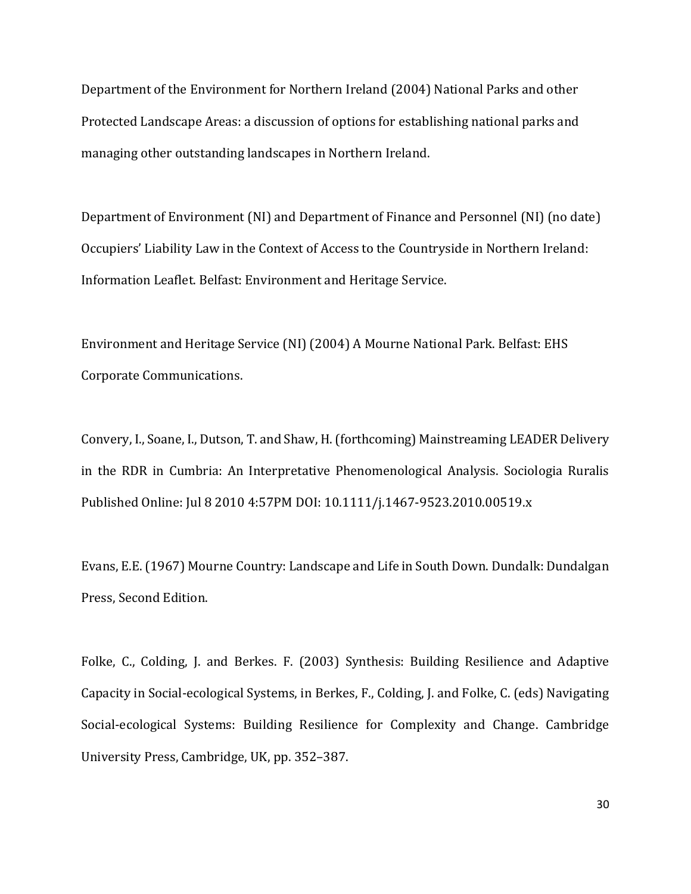Department of the Environment for Northern Ireland (2004) National Parks and other Protected Landscape Areas: a discussion of options for establishing national parks and managing other outstanding landscapes in Northern Ireland.

Department of Environment (NI) and Department of Finance and Personnel (NI) (no date) Occupiers' Liability Law in the Context of Access to the Countryside in Northern Ireland: Information Leaflet. Belfast: Environment and Heritage Service.

Environment and Heritage Service (NI) (2004) A Mourne National Park. Belfast: EHS Corporate Communications.

Convery, I., Soane, I., Dutson, T. and Shaw, H. (forthcoming) Mainstreaming LEADER Delivery in the RDR in Cumbria: An Interpretative Phenomenological Analysis. Sociologia Ruralis Published Online: Jul 8 2010 4:57PM DOI: 10.1111/j.1467-9523.2010.00519.x

Evans, E.E. (1967) Mourne Country: Landscape and Life in South Down. Dundalk: Dundalgan Press, Second Edition.

Folke, C., Colding, J. and Berkes. F. (2003) Synthesis: Building Resilience and Adaptive Capacity in Social-ecological Systems, in Berkes, F., Colding, J. and Folke, C. (eds) Navigating Social-ecological Systems: Building Resilience for Complexity and Change. Cambridge University Press, Cambridge, UK, pp. 352–387.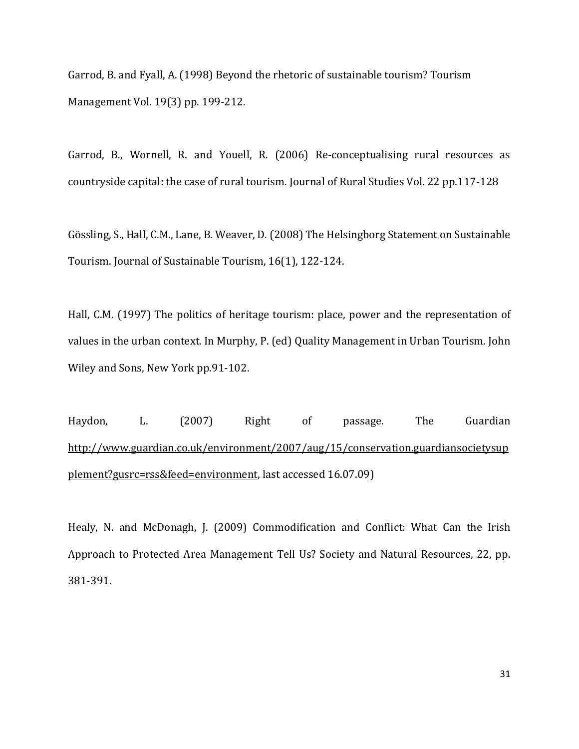Garrod, B. and Fyall, A. (1998) Beyond the rhetoric of sustainable tourism? Tourism Management Vol. 19(3) pp. 199-212.

Garrod, B., Wornell, R. and Youell, R. (2006) Re-conceptualising rural resources as countryside capital: the case of rural tourism. Journal of Rural Studies Vol. 22 pp.117-128

Gössling, S., Hall, C.M., Lane, B. Weaver, D. (2008) The Helsingborg Statement on Sustainable Tourism. Journal of Sustainable Tourism, 16(1), 122-124.

Hall, C.M. (1997) The politics of heritage tourism: place, power and the representation of values in the urban context. In Murphy, P. (ed) Quality Management in Urban Tourism. John Wiley and Sons, New York pp.91-102.

Haydon, L. (2007) Right of passage. The Guardian http://www.guardian.co.uk/environment/2007/aug/15/conservation.guardiansocietysupplement?gusrc=rss&feed=environment, last accessed 16.07.09)

Healy, N. and McDonagh, J. (2009) Commodification and Conflict: What Can the Irish Approach to Protected Area Management Tell Us? Society and Natural Resources, 22, pp. 381-391.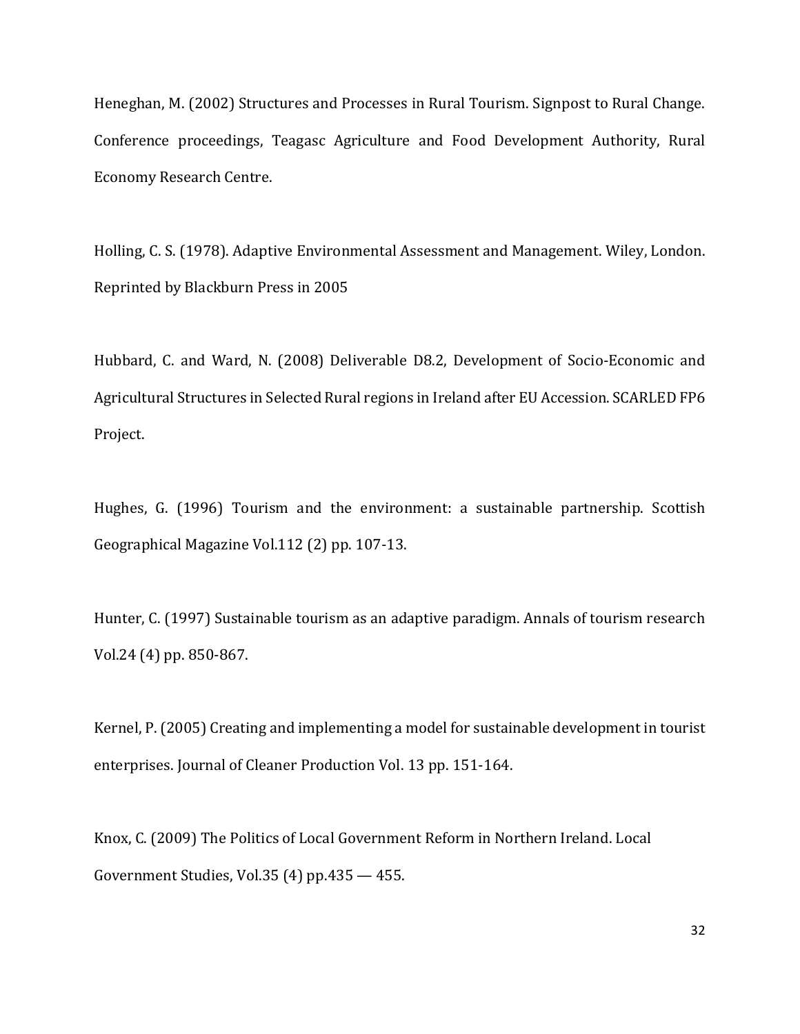Heneghan, M. (2002) Structures and Processes in Rural Tourism. Signpost to Rural Change. Conference proceedings, Teagasc Agriculture and Food Development Authority, Rural Economy Research Centre.

Holling, C. S. (1978). Adaptive Environmental Assessment and Management. Wiley, London. Reprinted by Blackburn Press in 2005

Hubbard, C. and Ward, N. (2008) Deliverable D8.2, Development of Socio-Economic and Agricultural Structures in Selected Rural regions in Ireland after EU Accession. SCARLED FP6 Project.

Hughes, G. (1996) Tourism and the environment: a sustainable partnership. Scottish Geographical Magazine Vol.112 (2) pp. 107-13.

Hunter, C. (1997) Sustainable tourism as an adaptive paradigm. Annals of tourism research Vol.24 (4) pp. 850-867.

Kernel, P. (2005) Creating and implementing a model for sustainable development in tourist enterprises. Journal of Cleaner Production Vol. 13 pp. 151-164.

Knox, C. (2009) The Politics of Local Government Reform in Northern Ireland. Local Government Studies, Vol.35 (4) pp.435 — 455.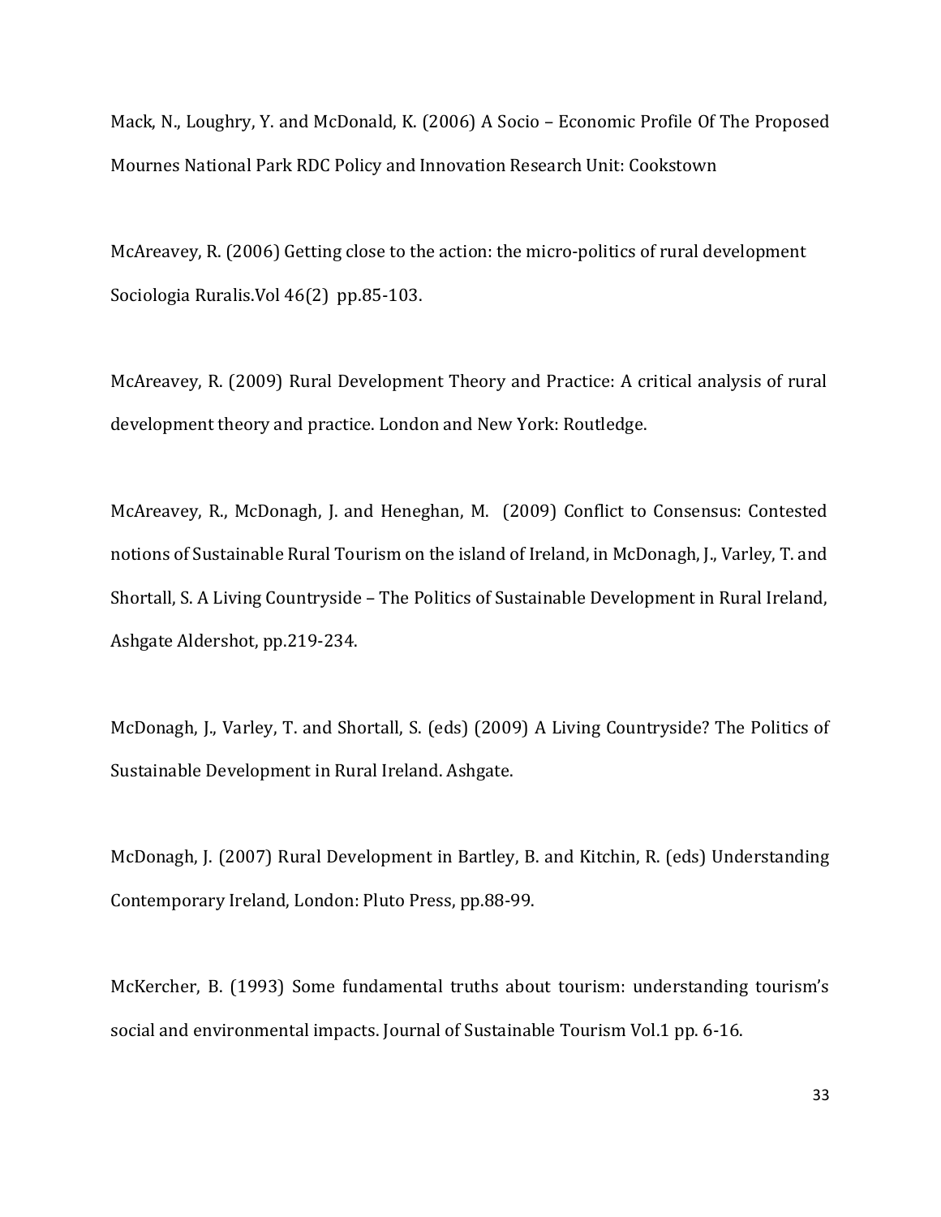Mack, N., Loughry, Y. and McDonald, K. (2006) A Socio – Economic Profile Of The Proposed Mournes National Park RDC Policy and Innovation Research Unit: Cookstown

McAreavey, R. (2006) Getting close to the action: the micro-politics of rural development Sociologia Ruralis.Vol 46(2) pp.85-103.

McAreavey, R. (2009) Rural Development Theory and Practice: A critical analysis of rural development theory and practice. London and New York: Routledge.

McAreavey, R., McDonagh, J. and Heneghan, M. (2009) Conflict to Consensus: Contested notions of Sustainable Rural Tourism on the island of Ireland, in McDonagh, J., Varley, T. and Shortall, S. A Living Countryside – The Politics of Sustainable Development in Rural Ireland, Ashgate Aldershot, pp.219-234.

McDonagh, J., Varley, T. and Shortall, S. (eds) (2009) A Living Countryside? The Politics of Sustainable Development in Rural Ireland. Ashgate.

McDonagh, J. (2007) Rural Development in Bartley, B. and Kitchin, R. (eds) Understanding Contemporary Ireland, London: Pluto Press, pp.88-99.

McKercher, B. (1993) Some fundamental truths about tourism: understanding tourism's social and environmental impacts. Journal of Sustainable Tourism Vol.1 pp. 6-16.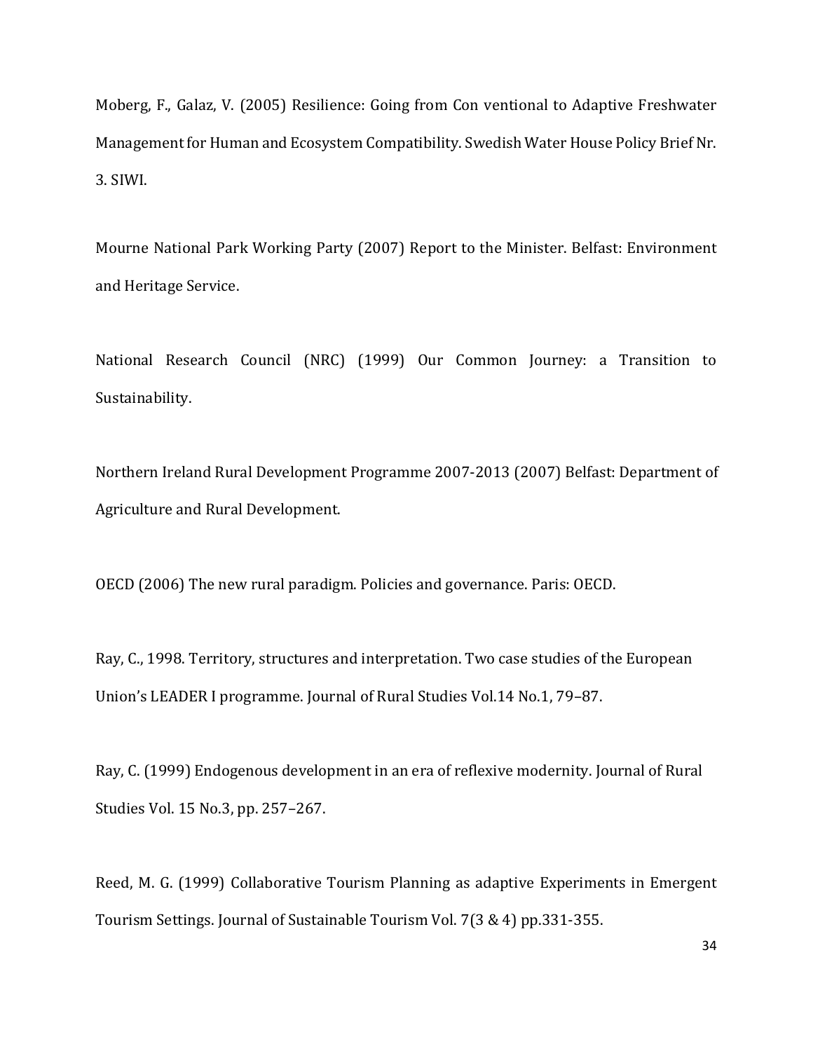Moberg, F., Galaz, V. (2005) Resilience: Going from Con ventional to Adaptive Freshwater Management for Human and Ecosystem Compatibility. Swedish Water House Policy Brief Nr. 3. SIWI.

Mourne National Park Working Party (2007) Report to the Minister. Belfast: Environment and Heritage Service.

National Research Council (NRC) (1999) Our Common Journey: a Transition to Sustainability.

Northern Ireland Rural Development Programme 2007-2013 (2007) Belfast: Department of Agriculture and Rural Development.

OECD (2006) The new rural paradigm. Policies and governance. Paris: OECD.

Ray, C., 1998. Territory, structures and interpretation. Two case studies of the European Union's LEADER I programme. Journal of Rural Studies Vol.14 No.1, 79–87.

Ray, C. (1999) Endogenous development in an era of reflexive modernity. Journal of Rural Studies Vol. 15 No.3, pp. 257–267.

Reed, M. G. (1999) Collaborative Tourism Planning as adaptive Experiments in Emergent Tourism Settings. Journal of Sustainable Tourism Vol. 7(3 & 4) pp.331-355.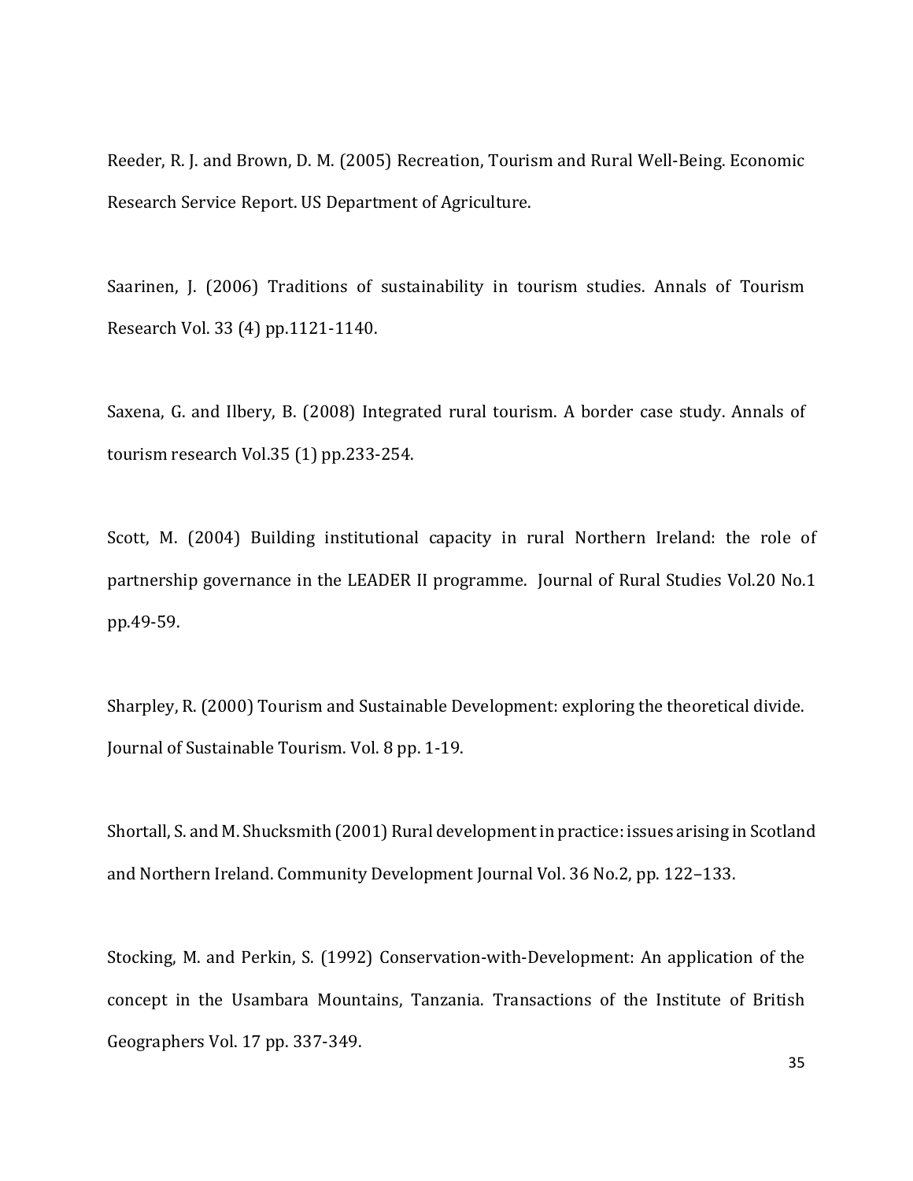Reeder, R. J. and Brown, D. M. (2005) Recreation, Tourism and Rural Well-Being. Economic Research Service Report. US Department of Agriculture.

Saarinen, J. (2006) Traditions of sustainability in tourism studies. Annals of Tourism Research Vol. 33 (4) pp.1121-1140.

Saxena, G. and Ilbery, B. (2008) Integrated rural tourism. A border case study. Annals of tourism research Vol.35 (1) pp.233-254.

Scott, M. (2004) Building institutional capacity in rural Northern Ireland: the role of partnership governance in the LEADER II programme. Journal of Rural Studies Vol.20 No.1 pp.49-59.

Sharpley, R. (2000) Tourism and Sustainable Development: exploring the theoretical divide. Journal of Sustainable Tourism. Vol. 8 pp. 1-19.

Shortall, S. and M. Shucksmith (2001) Rural development in practice: issues arising in Scotland and Northern Ireland. Community Development Journal Vol. 36 No.2, pp. 122–133.

Stocking, M. and Perkin, S. (1992) Conservation-with-Development: An application of the concept in the Usambara Mountains, Tanzania. Transactions of the Institute of British Geographers Vol. 17 pp. 337-349.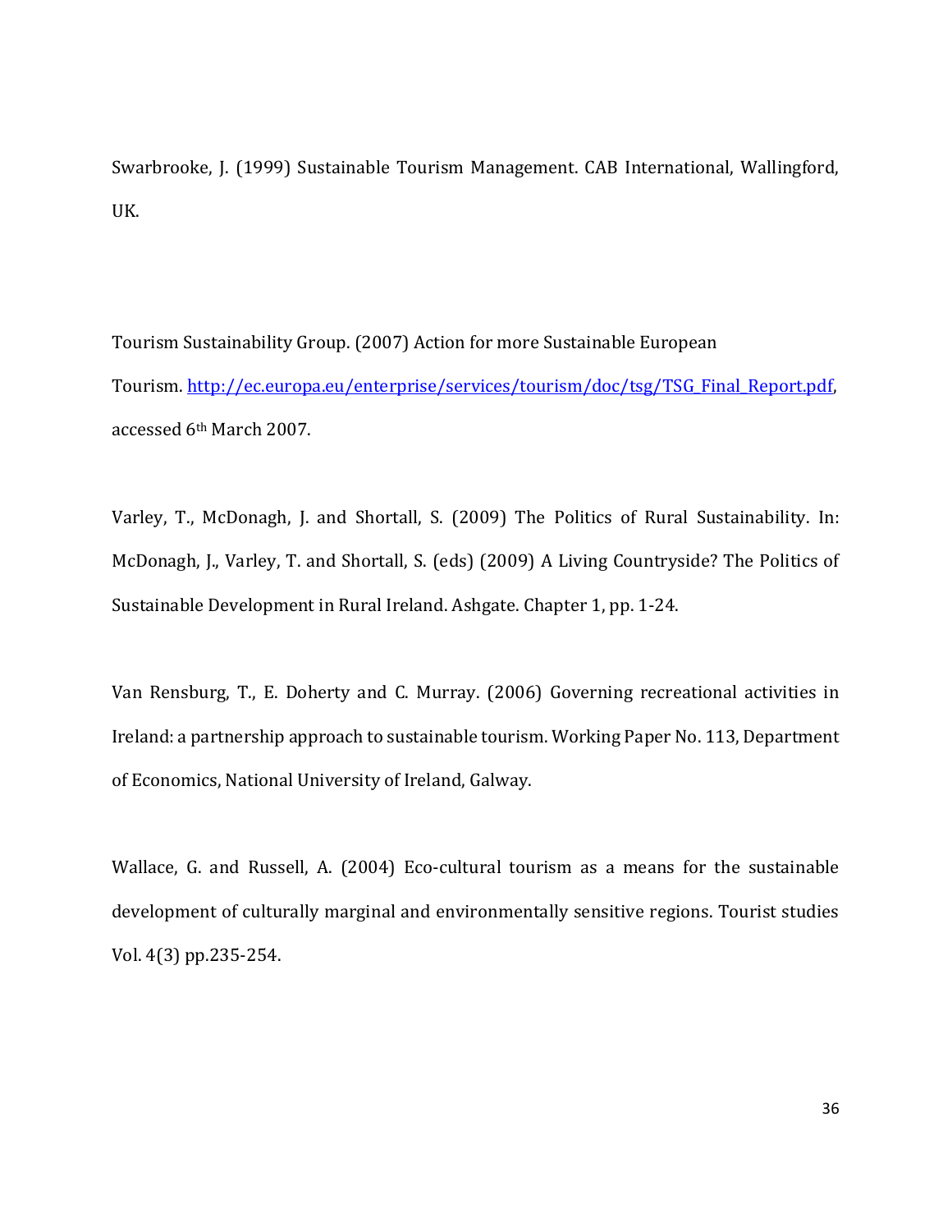Swarbrooke, J. (1999) Sustainable Tourism Management. CAB International, Wallingford, UK.

Tourism Sustainability Group. (2007) Action for more Sustainable European Tourism. http://ec.europa.eu/enterprise/services/tourism/doc/tsg/TSG_Final_Report.pdf, accessed 6th March 2007.

Varley, T., McDonagh, J. and Shortall, S. (2009) The Politics of Rural Sustainability. In: McDonagh, J., Varley, T. and Shortall, S. (eds) (2009) A Living Countryside? The Politics of Sustainable Development in Rural Ireland. Ashgate. Chapter 1, pp. 1-24.

Van Rensburg, T., E. Doherty and C. Murray. (2006) Governing recreational activities in Ireland: a partnership approach to sustainable tourism. Working Paper No. 113, Department of Economics, National University of Ireland, Galway.

Wallace, G. and Russell, A. (2004) Eco-cultural tourism as a means for the sustainable development of culturally marginal and environmentally sensitive regions. Tourist studies Vol. 4(3) pp.235-254.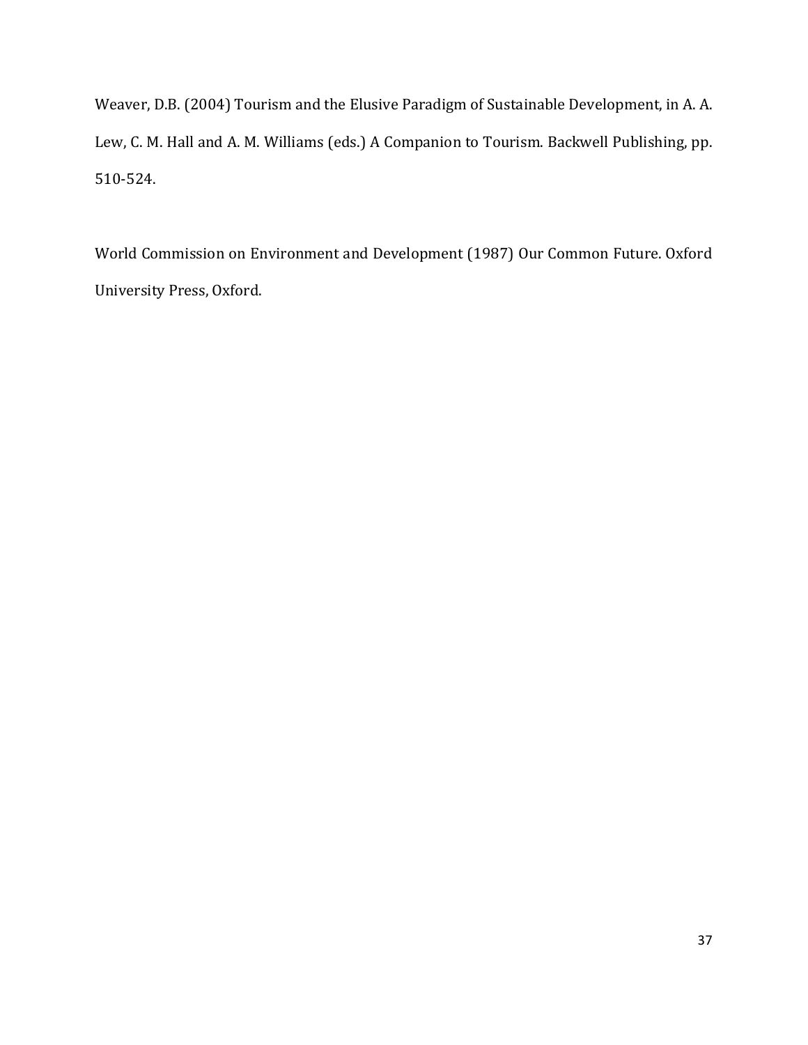Weaver, D.B. (2004) Tourism and the Elusive Paradigm of Sustainable Development, in A. A. Lew, C. M. Hall and A. M. Williams (eds.) A Companion to Tourism. Backwell Publishing, pp. 510-524.

World Commission on Environment and Development (1987) Our Common Future. Oxford University Press, Oxford.